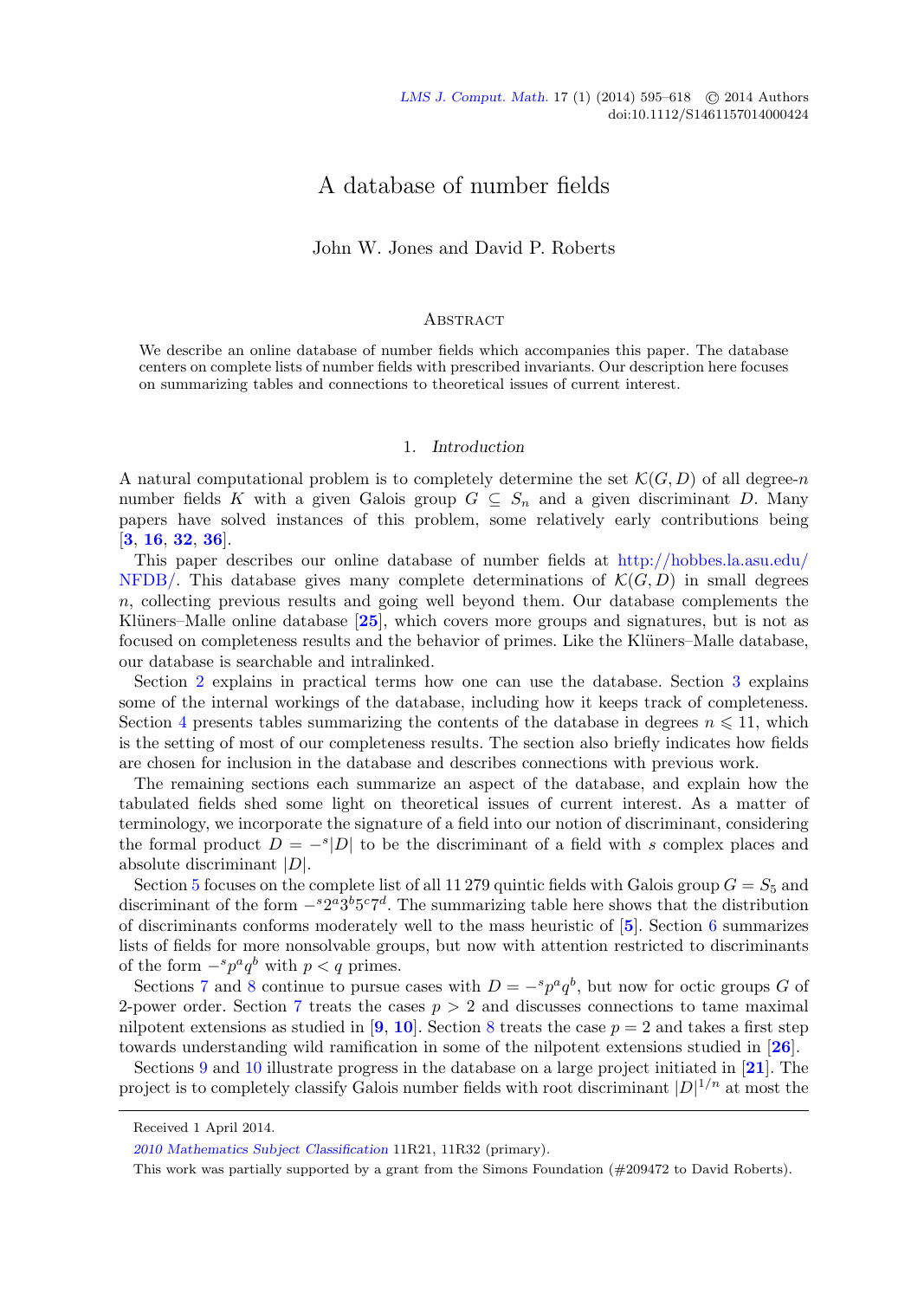# A database of number fields

John W. Jones and David P. Roberts

## Abstract

We describe an online database of number fields which accompanies this paper. The database centers on complete lists of number fields with prescribed invariants. Our description here focuses on summarizing tables and connections to theoretical issues of current interest.

## 1. *Introduction*

A natural computational problem is to completely determine the set $\mathcal{K}(G, D)$ of all degree-$n$ number fields $K$ with a given Galois group $G \subseteq S_n$ and a given discriminant $D$. Many papers have solved instances of this problem, some relatively early contributions being [**3**, **16**, **32**, **36**].

This paper describes our online database of number fields at http://hobbes.la.asu.edu/NFDB/. This database gives many complete determinations of $\mathcal{K}(G, D)$ in small degrees $n$, collecting previous results and going well beyond them. Our database complements the Klüners–Malle online database [**25**], which covers more groups and signatures, but is not as focused on completeness results and the behavior of primes. Like the Klüners–Malle database, our database is searchable and intralinked.

Section 2 explains in practical terms how one can use the database. Section 3 explains some of the internal workings of the database, including how it keeps track of completeness. Section 4 presents tables summarizing the contents of the database in degrees $n \leqslant 11$, which is the setting of most of our completeness results. The section also briefly indicates how fields are chosen for inclusion in the database and describes connections with previous work.

The remaining sections each summarize an aspect of the database, and explain how the tabulated fields shed some light on theoretical issues of current interest. As a matter of terminology, we incorporate the signature of a field into our notion of discriminant, considering the formal product $D = -^s|D|$ to be the discriminant of a field with $s$ complex places and absolute discriminant $|D|$.

Section 5 focuses on the complete list of all 11 279 quintic fields with Galois group $G = S_5$ and discriminant of the form $-^s2^a3^b5^c7^d$. The summarizing table here shows that the distribution of discriminants conforms moderately well to the mass heuristic of [**5**]. Section 6 summarizes lists of fields for more nonsolvable groups, but now with attention restricted to discriminants of the form $-^sp^aq^b$ with $p < q$ primes.

Sections 7 and 8 continue to pursue cases with $D = -^sp^aq^b$, but now for octic groups $G$ of 2-power order. Section 7 treats the cases $p > 2$ and discusses connections to tame maximal nilpotent extensions as studied in [**9**, **10**]. Section 8 treats the case $p = 2$ and takes a first step towards understanding wild ramification in some of the nilpotent extensions studied in [**26**].

Sections 9 and 10 illustrate progress in the database on a large project initiated in [**21**]. The project is to completely classify Galois number fields with root discriminant $|D|^{1/n}$ at most the

Received 1 April 2014.

*2010 Mathematics Subject Classification* 11R21, 11R32 (primary).

This work was partially supported by a grant from the Simons Foundation (#209472 to David Roberts).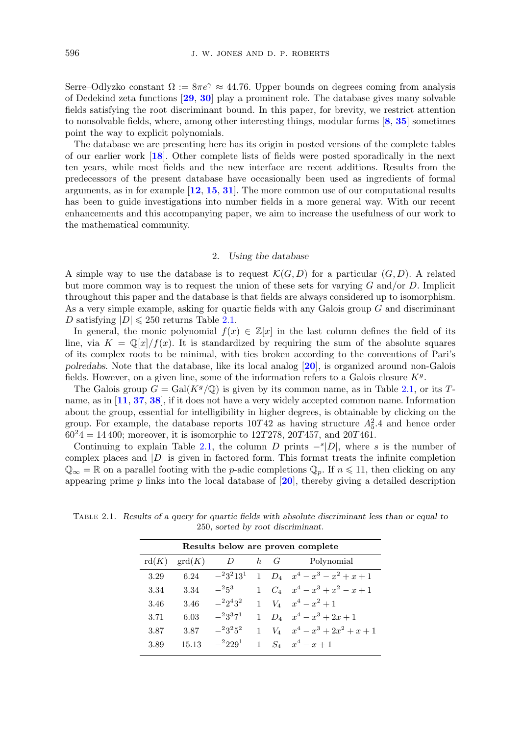Serre–Odlyzko constant $\Omega := 8\pi e^{\gamma} \approx 44.76$. Upper bounds on degrees coming from analysis of Dedekind zeta functions [**29**, **30**] play a prominent role. The database gives many solvable fields satisfying the root discriminant bound. In this paper, for brevity, we restrict attention to nonsolvable fields, where, among other interesting things, modular forms [**8**, **35**] sometimes point the way to explicit polynomials.

The database we are presenting here has its origin in posted versions of the complete tables of our earlier work [**18**]. Other complete lists of fields were posted sporadically in the next ten years, while most fields and the new interface are recent additions. Results from the predecessors of the present database have occasionally been used as ingredients of formal arguments, as in for example [**12**, **15**, **31**]. The more common use of our computational results has been to guide investigations into number fields in a more general way. With our recent enhancements and this accompanying paper, we aim to increase the usefulness of our work to the mathematical community.

## 2. *Using the database*

A simple way to use the database is to request $\mathcal{K}(G, D)$ for a particular $(G, D)$. A related but more common way is to request the union of these sets for varying $G$ and/or $D$. Implicit throughout this paper and the database is that fields are always considered up to isomorphism. As a very simple example, asking for quartic fields with any Galois group $G$ and discriminant $D$ satisfying $|D| \leqslant 250$ returns Table 2.1.

In general, the monic polynomial $f(x) \in \mathbb{Z}[x]$ in the last column defines the field of its line, via $K = \mathbb{Q}[x]/f(x)$. It is standardized by requiring the sum of the absolute squares of its complex roots to be minimal, with ties broken according to the conventions of Pari's *polredabs*. Note that the database, like its local analog [**20**], is organized around non-Galois fields. However, on a given line, some of the information refers to a Galois closure $K^g$.

The Galois group $G = \mathrm{Gal}(K^g/\mathbb{Q})$ is given by its common name, as in Table 2.1, or its $T$-name, as in [**11**, **37**, **38**], if it does not have a very widely accepted common name. Information about the group, essential for intelligibility in higher degrees, is obtainable by clicking on the group. For example, the database reports $10T42$ as having structure $A_5^2.4$ and hence order $60^2 4 = 14\,400$; moreover, it is isomorphic to $12T278$, $20T457$, and $20T461$.

Continuing to explain Table 2.1, the column $D$ prints $-^s|D|$, where $s$ is the number of complex places and $|D|$ is given in factored form. This format treats the infinite completion $\mathbb{Q}_\infty = \mathbb{R}$ on a parallel footing with the $p$-adic completions $\mathbb{Q}_p$. If $n \leqslant 11$, then clicking on any appearing prime $p$ links into the local database of [**20**], thereby giving a detailed description

Table 2.1. *Results of a query for quartic fields with absolute discriminant less than or equal to 250, sorted by root discriminant.*

| **Results below are proven complete** | | | | | |
|---|---|---|---|---|---|
| rd($K$) | grd($K$) | $D$ | $h$ | $G$ | Polynomial |
| 3.29 | 6.24 | $-^2 3^2 13^1$ | 1 | $D_4$ | $x^4 - x^3 - x^2 + x + 1$ |
| 3.34 | 3.34 | $-^2 5^3$ | 1 | $C_4$ | $x^4 - x^3 + x^2 - x + 1$ |
| 3.46 | 3.46 | $-^2 2^4 3^2$ | 1 | $V_4$ | $x^4 - x^2 + 1$ |
| 3.71 | 6.03 | $-^2 3^3 7^1$ | 1 | $D_4$ | $x^4 - x^3 + 2x + 1$ |
| 3.87 | 3.87 | $-^2 3^2 5^2$ | 1 | $V_4$ | $x^4 - x^3 + 2x^2 + x + 1$ |
| 3.89 | 15.13 | $-^2 229^1$ | 1 | $S_4$ | $x^4 - x + 1$ |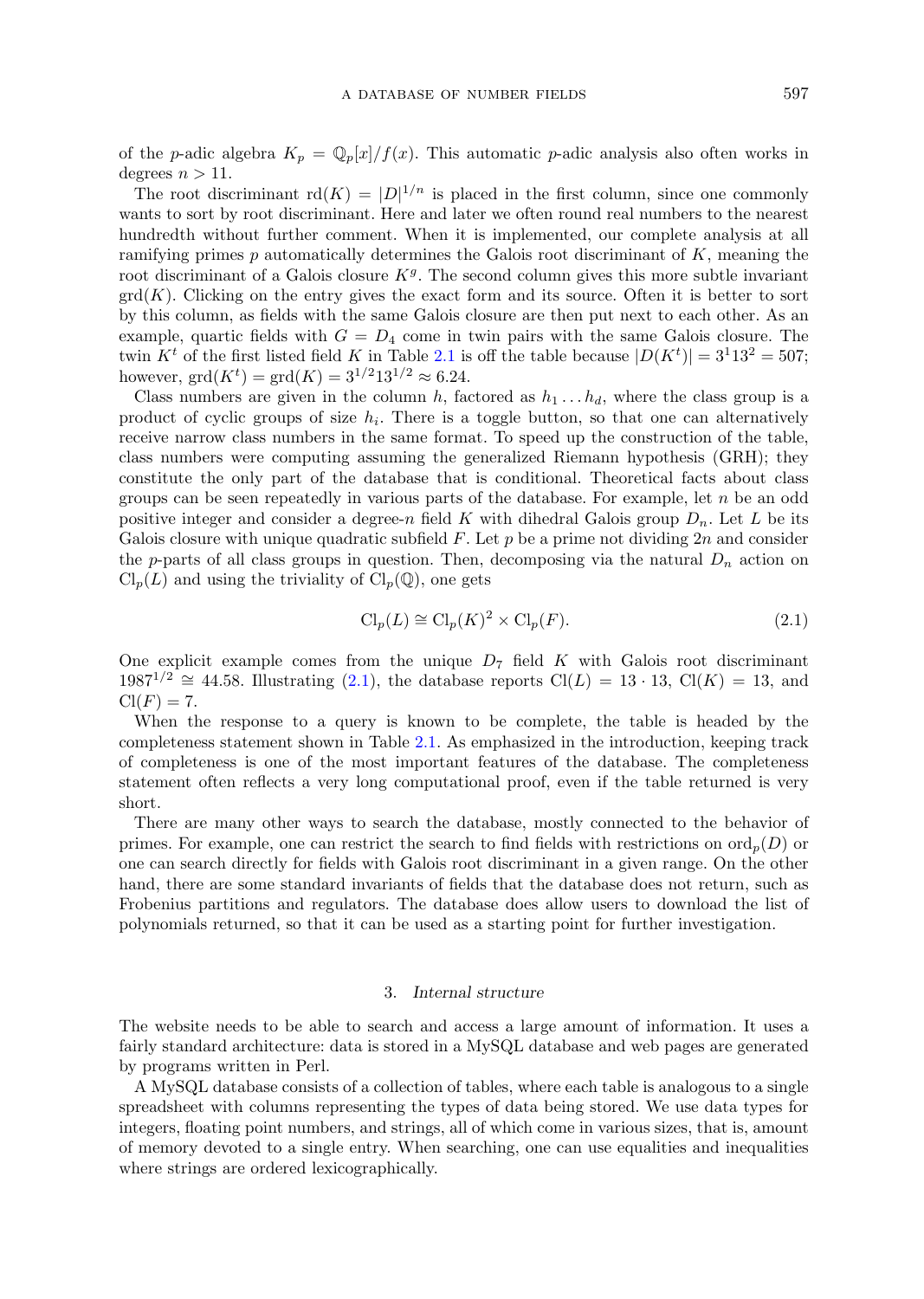of the $p$-adic algebra $K_p = \mathbb{Q}_p[x]/f(x)$. This automatic $p$-adic analysis also often works in degrees $n > 11$.

The root discriminant $\mathrm{rd}(K) = |D|^{1/n}$ is placed in the first column, since one commonly wants to sort by root discriminant. Here and later we often round real numbers to the nearest hundredth without further comment. When it is implemented, our complete analysis at all ramifying primes $p$ automatically determines the Galois root discriminant of $K$, meaning the root discriminant of a Galois closure $K^g$. The second column gives this more subtle invariant $\mathrm{grd}(K)$. Clicking on the entry gives the exact form and its source. Often it is better to sort by this column, as fields with the same Galois closure are then put next to each other. As an example, quartic fields with $G = D_4$ come in twin pairs with the same Galois closure. The twin $K^t$ of the first listed field $K$ in Table 2.1 is off the table because $|D(K^t)| = 3^1 13^2 = 507$; however, $\mathrm{grd}(K^t) = \mathrm{grd}(K) = 3^{1/2} 13^{1/2} \approx 6.24$.

Class numbers are given in the column $h$, factored as $h_1 \ldots h_d$, where the class group is a product of cyclic groups of size $h_i$. There is a toggle button, so that one can alternatively receive narrow class numbers in the same format. To speed up the construction of the table, class numbers were computing assuming the generalized Riemann hypothesis (GRH); they constitute the only part of the database that is conditional. Theoretical facts about class groups can be seen repeatedly in various parts of the database. For example, let $n$ be an odd positive integer and consider a degree-$n$ field $K$ with dihedral Galois group $D_n$. Let $L$ be its Galois closure with unique quadratic subfield $F$. Let $p$ be a prime not dividing $2n$ and consider the $p$-parts of all class groups in question. Then, decomposing via the natural $D_n$ action on $\mathrm{Cl}_p(L)$ and using the triviality of $\mathrm{Cl}_p(\mathbb{Q})$, one gets

$$\mathrm{Cl}_p(L) \cong \mathrm{Cl}_p(K)^2 \times \mathrm{Cl}_p(F). \tag{2.1}$$

One explicit example comes from the unique $D_7$ field $K$ with Galois root discriminant $1987^{1/2} \cong 44.58$. Illustrating (2.1), the database reports $\mathrm{Cl}(L) = 13 \cdot 13$, $\mathrm{Cl}(K) = 13$, and $\mathrm{Cl}(F) = 7$.

When the response to a query is known to be complete, the table is headed by the completeness statement shown in Table 2.1. As emphasized in the introduction, keeping track of completeness is one of the most important features of the database. The completeness statement often reflects a very long computational proof, even if the table returned is very short.

There are many other ways to search the database, mostly connected to the behavior of primes. For example, one can restrict the search to find fields with restrictions on $\mathrm{ord}_p(D)$ or one can search directly for fields with Galois root discriminant in a given range. On the other hand, there are some standard invariants of fields that the database does not return, such as Frobenius partitions and regulators. The database does allow users to download the list of polynomials returned, so that it can be used as a starting point for further investigation.

## 3. *Internal structure*

The website needs to be able to search and access a large amount of information. It uses a fairly standard architecture: data is stored in a MySQL database and web pages are generated by programs written in Perl.

A MySQL database consists of a collection of tables, where each table is analogous to a single spreadsheet with columns representing the types of data being stored. We use data types for integers, floating point numbers, and strings, all of which come in various sizes, that is, amount of memory devoted to a single entry. When searching, one can use equalities and inequalities where strings are ordered lexicographically.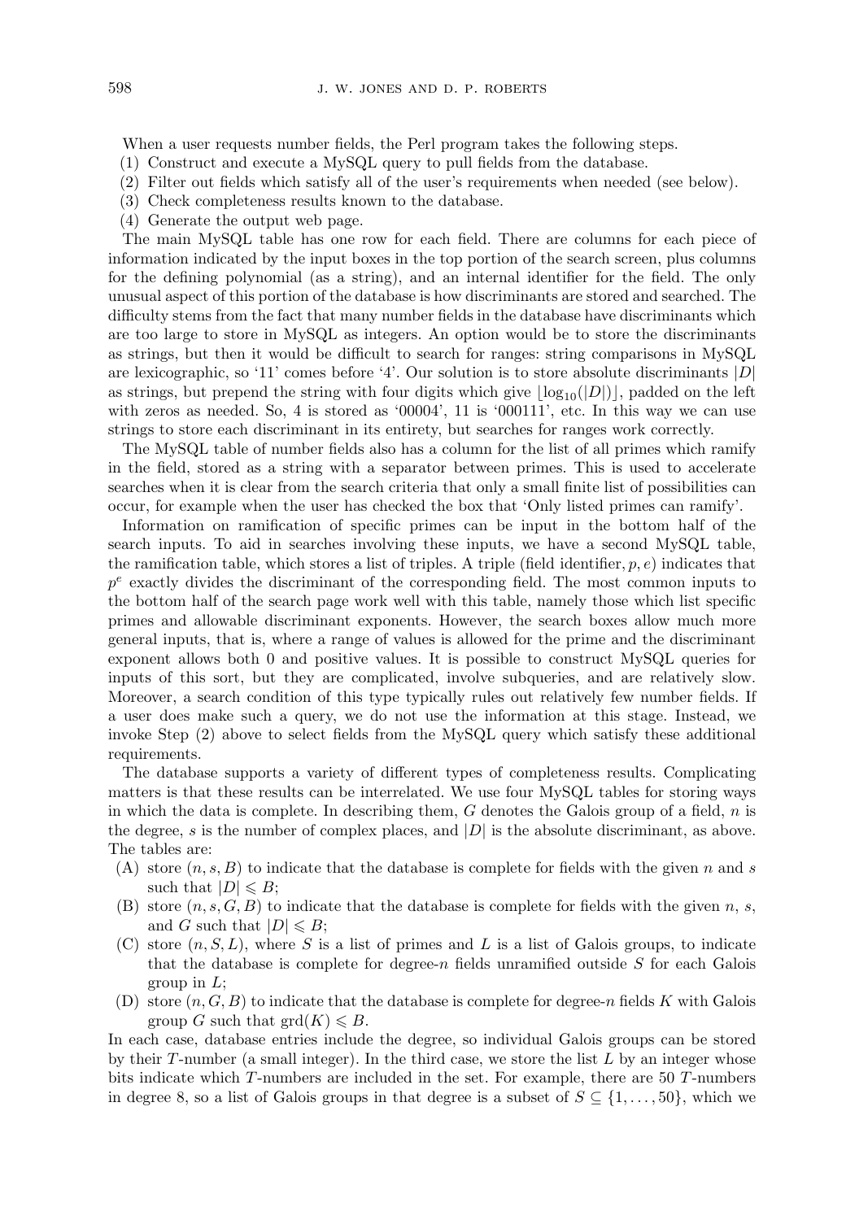When a user requests number fields, the Perl program takes the following steps.

(1) Construct and execute a MySQL query to pull fields from the database.
(2) Filter out fields which satisfy all of the user's requirements when needed (see below).
(3) Check completeness results known to the database.
(4) Generate the output web page.

The main MySQL table has one row for each field. There are columns for each piece of information indicated by the input boxes in the top portion of the search screen, plus columns for the defining polynomial (as a string), and an internal identifier for the field. The only unusual aspect of this portion of the database is how discriminants are stored and searched. The difficulty stems from the fact that many number fields in the database have discriminants which are too large to store in MySQL as integers. An option would be to store the discriminants as strings, but then it would be difficult to search for ranges: string comparisons in MySQL are lexicographic, so '11' comes before '4'. Our solution is to store absolute discriminants $|D|$ as strings, but prepend the string with four digits which give $\lfloor \log_{10}(|D|) \rfloor$, padded on the left with zeros as needed. So, 4 is stored as '00004', 11 is '000111', etc. In this way we can use strings to store each discriminant in its entirety, but searches for ranges work correctly.

The MySQL table of number fields also has a column for the list of all primes which ramify in the field, stored as a string with a separator between primes. This is used to accelerate searches when it is clear from the search criteria that only a small finite list of possibilities can occur, for example when the user has checked the box that 'Only listed primes can ramify'.

Information on ramification of specific primes can be input in the bottom half of the search inputs. To aid in searches involving these inputs, we have a second MySQL table, the ramification table, which stores a list of triples. A triple (field identifier, $p, e$) indicates that $p^e$ exactly divides the discriminant of the corresponding field. The most common inputs to the bottom half of the search page work well with this table, namely those which list specific primes and allowable discriminant exponents. However, the search boxes allow much more general inputs, that is, where a range of values is allowed for the prime and the discriminant exponent allows both 0 and positive values. It is possible to construct MySQL queries for inputs of this sort, but they are complicated, involve subqueries, and are relatively slow. Moreover, a search condition of this type typically rules out relatively few number fields. If a user does make such a query, we do not use the information at this stage. Instead, we invoke Step (2) above to select fields from the MySQL query which satisfy these additional requirements.

The database supports a variety of different types of completeness results. Complicating matters is that these results can be interrelated. We use four MySQL tables for storing ways in which the data is complete. In describing them, $G$ denotes the Galois group of a field, $n$ is the degree, $s$ is the number of complex places, and $|D|$ is the absolute discriminant, as above. The tables are:

(A) store $(n, s, B)$ to indicate that the database is complete for fields with the given $n$ and $s$ such that $|D| \leqslant B$;
(B) store $(n, s, G, B)$ to indicate that the database is complete for fields with the given $n$, $s$, and $G$ such that $|D| \leqslant B$;
(C) store $(n, S, L)$, where $S$ is a list of primes and $L$ is a list of Galois groups, to indicate that the database is complete for degree-$n$ fields unramified outside $S$ for each Galois group in $L$;
(D) store $(n, G, B)$ to indicate that the database is complete for degree-$n$ fields $K$ with Galois group $G$ such that $\mathrm{grd}(K) \leqslant B$.

In each case, database entries include the degree, so individual Galois groups can be stored by their $T$-number (a small integer). In the third case, we store the list $L$ by an integer whose bits indicate which $T$-numbers are included in the set. For example, there are 50 $T$-numbers in degree 8, so a list of Galois groups in that degree is a subset of $S \subseteq \{1, \ldots, 50\}$, which we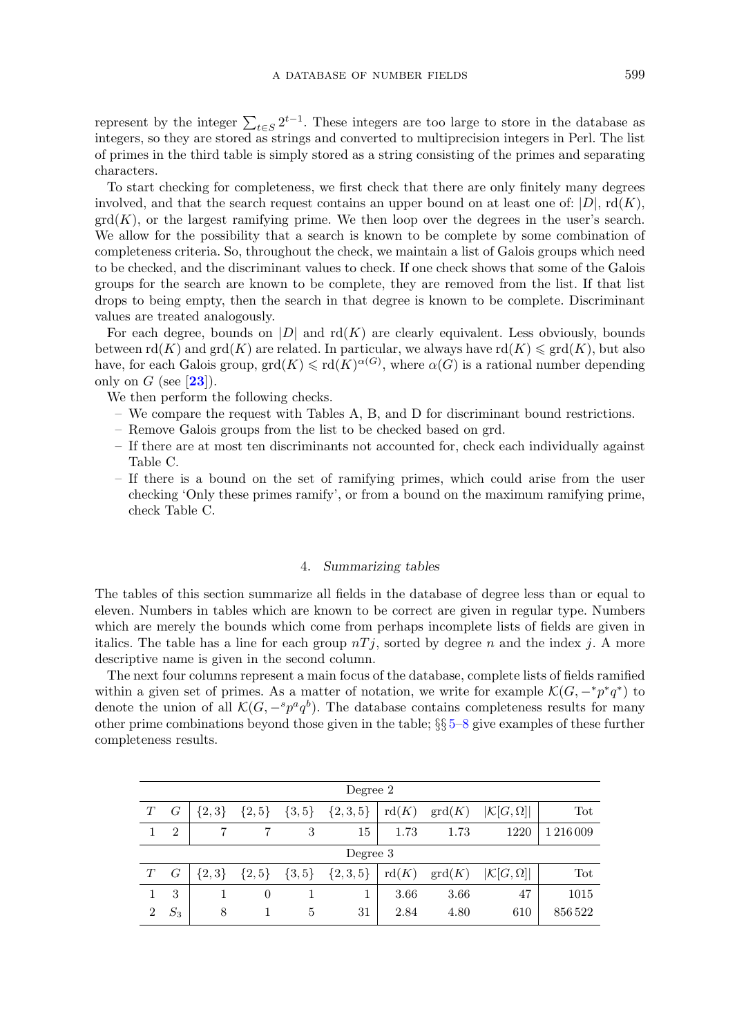represent by the integer $\sum_{t\in S} 2^{t-1}$. These integers are too large to store in the database as integers, so they are stored as strings and converted to multiprecision integers in Perl. The list of primes in the third table is simply stored as a string consisting of the primes and separating characters.

To start checking for completeness, we first check that there are only finitely many degrees involved, and that the search request contains an upper bound on at least one of: $|D|$, $\mathrm{rd}(K)$, $\mathrm{grd}(K)$, or the largest ramifying prime. We then loop over the degrees in the user's search. We allow for the possibility that a search is known to be complete by some combination of completeness criteria. So, throughout the check, we maintain a list of Galois groups which need to be checked, and the discriminant values to check. If one check shows that some of the Galois groups for the search are known to be complete, they are removed from the list. If that list drops to being empty, then the search in that degree is known to be complete. Discriminant values are treated analogously.

For each degree, bounds on $|D|$ and $\mathrm{rd}(K)$ are clearly equivalent. Less obviously, bounds between $\mathrm{rd}(K)$ and $\mathrm{grd}(K)$ are related. In particular, we always have $\mathrm{rd}(K) \leqslant \mathrm{grd}(K)$, but also have, for each Galois group, $\mathrm{grd}(K) \leqslant \mathrm{rd}(K)^{\alpha(G)}$, where $\alpha(G)$ is a rational number depending only on $G$ (see [**23**]).

We then perform the following checks.

– We compare the request with Tables A, B, and D for discriminant bound restrictions.
– Remove Galois groups from the list to be checked based on grd.
– If there are at most ten discriminants not accounted for, check each individually against Table C.
– If there is a bound on the set of ramifying primes, which could arise from the user checking 'Only these primes ramify', or from a bound on the maximum ramifying prime, check Table C.

## 4. *Summarizing tables*

The tables of this section summarize all fields in the database of degree less than or equal to eleven. Numbers in tables which are known to be correct are given in regular type. Numbers which are merely the bounds which come from perhaps incomplete lists of fields are given in italics. The table has a line for each group $nTj$, sorted by degree $n$ and the index $j$. A more descriptive name is given in the second column.

The next four columns represent a main focus of the database, complete lists of fields ramified within a given set of primes. As a matter of notation, we write for example $\mathcal{K}(G, -^*p^*q^*)$ to denote the union of all $\mathcal{K}(G, -^s p^a q^b)$. The database contains completeness results for many other prime combinations beyond those given in the table; §§ 5–8 give examples of these further completeness results.

| Degree 2 | | | | | | | | | |
|---|---|---|---|---|---|---|---|---|---|
| $T$ | $G$ | $\{2,3\}$ | $\{2,5\}$ | $\{3,5\}$ | $\{2,3,5\}$ | $\mathrm{rd}(K)$ | $\mathrm{grd}(K)$ | $\lvert\mathcal{K}[G,\Omega]\rvert$ | Tot |
| 1 | 2 | 7 | 7 | 3 | 15 | 1.73 | 1.73 | 1220 | 1 216 009 |
| **Degree 3** | | | | | | | | | |
| $T$ | $G$ | $\{2,3\}$ | $\{2,5\}$ | $\{3,5\}$ | $\{2,3,5\}$ | $\mathrm{rd}(K)$ | $\mathrm{grd}(K)$ | $\lvert\mathcal{K}[G,\Omega]\rvert$ | Tot |
| 1 | 3 | 1 | 0 | 1 | 1 | 3.66 | 3.66 | 47 | 1015 |
| 2 | $S_3$ | 8 | 1 | 5 | 31 | 2.84 | 4.80 | 610 | 856 522 |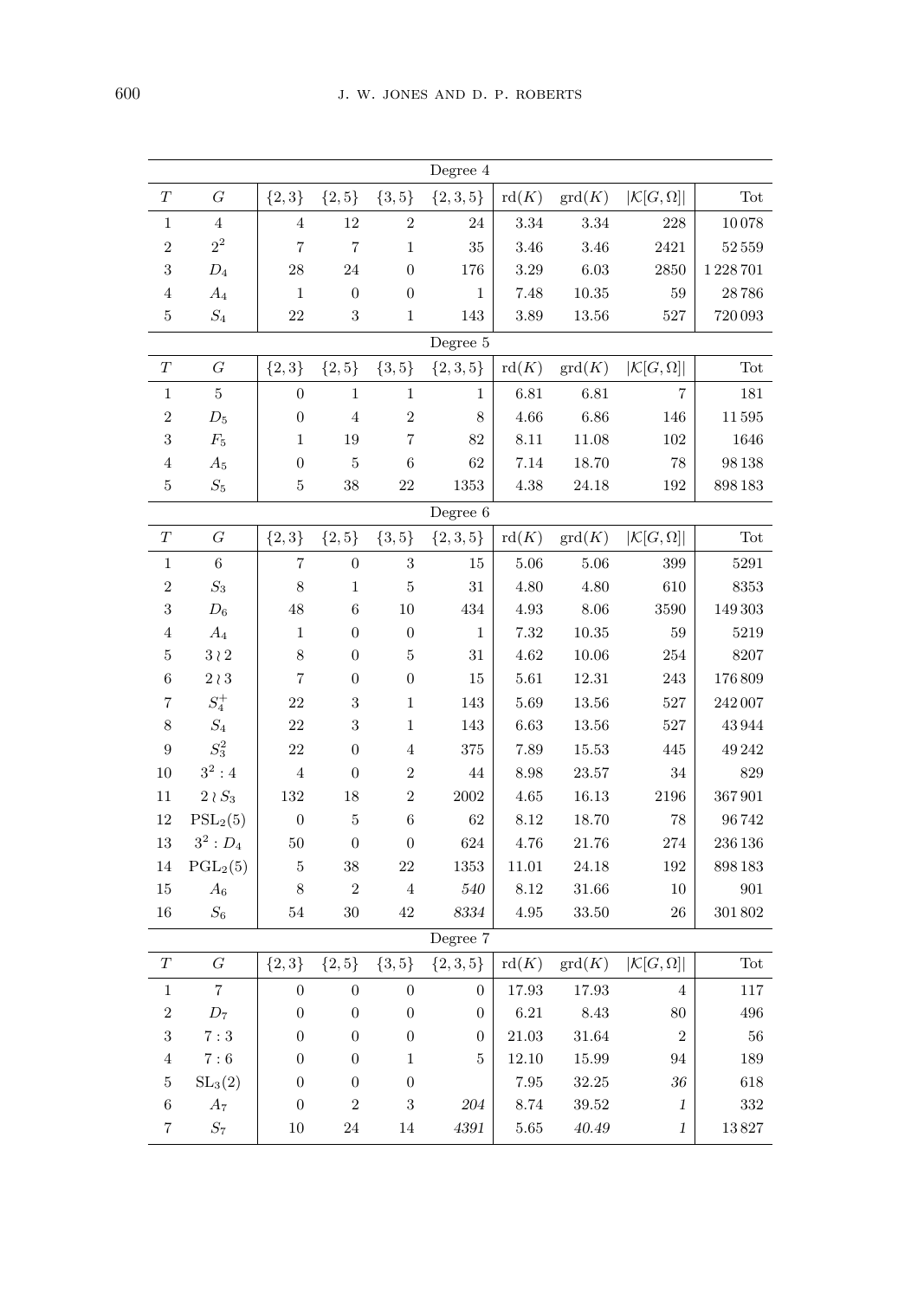| $T$ | $G$ | $\{2,3\}$ | $\{2,5\}$ | $\{3,5\}$ | $\{2,3,5\}$ | $\mathrm{rd}(K)$ | $\mathrm{grd}(K)$ | $\lvert\mathcal{K}[G,\Omega]\rvert$ | Tot |
|---|---|---|---|---|---|---|---|---|---|
| **Degree 4** | | | | | | | | | |
| 1 | 4 | 4 | 12 | 2 | 24 | 3.34 | 3.34 | 228 | 10 078 |
| 2 | $2^2$ | 7 | 7 | 1 | 35 | 3.46 | 3.46 | 2421 | 52 559 |
| 3 | $D_4$ | 28 | 24 | 0 | 176 | 3.29 | 6.03 | 2850 | 1 228 701 |
| 4 | $A_4$ | 1 | 0 | 0 | 1 | 7.48 | 10.35 | 59 | 28 786 |
| 5 | $S_4$ | 22 | 3 | 1 | 143 | 3.89 | 13.56 | 527 | 720 093 |
| **Degree 5** | | | | | | | | | |
| 1 | 5 | 0 | 1 | 1 | 1 | 6.81 | 6.81 | 7 | 181 |
| 2 | $D_5$ | 0 | 4 | 2 | 8 | 4.66 | 6.86 | 146 | 11 595 |
| 3 | $F_5$ | 1 | 19 | 7 | 82 | 8.11 | 11.08 | 102 | 1646 |
| 4 | $A_5$ | 0 | 5 | 6 | 62 | 7.14 | 18.70 | 78 | 98 138 |
| 5 | $S_5$ | 5 | 38 | 22 | 1353 | 4.38 | 24.18 | 192 | 898 183 |
| **Degree 6** | | | | | | | | | |
| 1 | 6 | 7 | 0 | 3 | 15 | 5.06 | 5.06 | 399 | 5291 |
| 2 | $S_3$ | 8 | 1 | 5 | 31 | 4.80 | 4.80 | 610 | 8353 |
| 3 | $D_6$ | 48 | 6 | 10 | 434 | 4.93 | 8.06 | 3590 | 149 303 |
| 4 | $A_4$ | 1 | 0 | 0 | 1 | 7.32 | 10.35 | 59 | 5219 |
| 5 | $3 \wr 2$ | 8 | 0 | 5 | 31 | 4.62 | 10.06 | 254 | 8207 |
| 6 | $2 \wr 3$ | 7 | 0 | 0 | 15 | 5.61 | 12.31 | 243 | 176 809 |
| 7 | $S_4^+$ | 22 | 3 | 1 | 143 | 5.69 | 13.56 | 527 | 242 007 |
| 8 | $S_4$ | 22 | 3 | 1 | 143 | 6.63 | 13.56 | 527 | 43 944 |
| 9 | $S_3^2$ | 22 | 0 | 4 | 375 | 7.89 | 15.53 | 445 | 49 242 |
| 10 | $3^2:4$ | 4 | 0 | 2 | 44 | 8.98 | 23.57 | 34 | 829 |
| 11 | $2 \wr S_3$ | 132 | 18 | 2 | 2002 | 4.65 | 16.13 | 2196 | 367 901 |
| 12 | $\mathrm{PSL}_2(5)$ | 0 | 5 | 6 | 62 | 8.12 | 18.70 | 78 | 96 742 |
| 13 | $3^2:D_4$ | 50 | 0 | 0 | 624 | 4.76 | 21.76 | 274 | 236 136 |
| 14 | $\mathrm{PGL}_2(5)$ | 5 | 38 | 22 | 1353 | 11.01 | 24.18 | 192 | 898 183 |
| 15 | $A_6$ | 8 | 2 | 4 | *540* | 8.12 | 31.66 | 10 | 901 |
| 16 | $S_6$ | 54 | 30 | 42 | *8334* | 4.95 | 33.50 | 26 | 301 802 |
| **Degree 7** | | | | | | | | | |
| 1 | 7 | 0 | 0 | 0 | 0 | 17.93 | 17.93 | 4 | 117 |
| 2 | $D_7$ | 0 | 0 | 0 | 0 | 6.21 | 8.43 | 80 | 496 |
| 3 | $7:3$ | 0 | 0 | 0 | 0 | 21.03 | 31.64 | 2 | 56 |
| 4 | $7:6$ | 0 | 0 | 1 | 5 | 12.10 | 15.99 | 94 | 189 |
| 5 | $\mathrm{SL}_3(2)$ | 0 | 0 | 0 | | 7.95 | 32.25 | *36* | 618 |
| 6 | $A_7$ | 0 | 2 | 3 | *204* | 8.74 | 39.52 | *1* | 332 |
| 7 | $S_7$ | 10 | 24 | 14 | *4391* | 5.65 | *40.49* | *1* | 13 827 |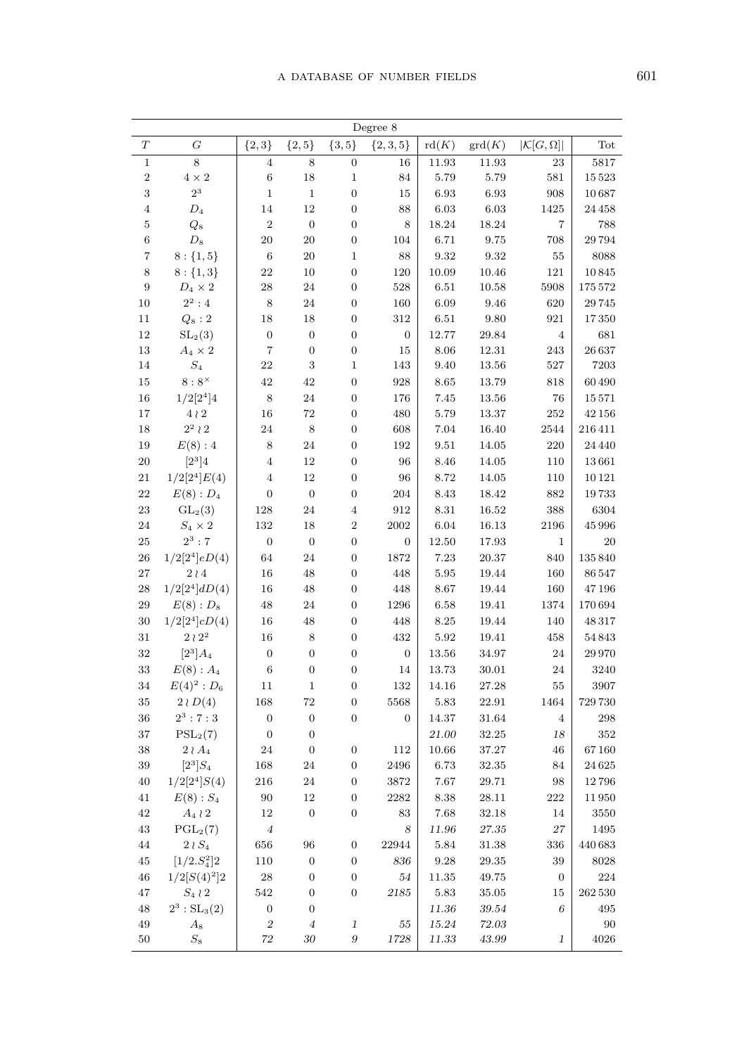| Degree 8 | | | | | | | | | |
|---|---|---|---|---|---|---|---|---|---|
| $T$ | $G$ | $\{2,3\}$ | $\{2,5\}$ | $\{3,5\}$ | $\{2,3,5\}$ | $\mathrm{rd}(K)$ | $\mathrm{grd}(K)$ | $\lvert\mathcal{K}[G,\Omega]\rvert$ | Tot |
| 1 | $8$ | 4 | 8 | 0 | 16 | 11.93 | 11.93 | 23 | 5817 |
| 2 | $4\times 2$ | 6 | 18 | 1 | 84 | 5.79 | 5.79 | 581 | 15 523 |
| 3 | $2^3$ | 1 | 1 | 0 | 15 | 6.93 | 6.93 | 908 | 10 687 |
| 4 | $D_4$ | 14 | 12 | 0 | 88 | 6.03 | 6.03 | 1425 | 24 458 |
| 5 | $Q_8$ | 2 | 0 | 0 | 8 | 18.24 | 18.24 | 7 | 788 |
| 6 | $D_8$ | 20 | 20 | 0 | 104 | 6.71 | 9.75 | 708 | 29 794 |
| 7 | $8:\{1,5\}$ | 6 | 20 | 1 | 88 | 9.32 | 9.32 | 55 | 8088 |
| 8 | $8:\{1,3\}$ | 22 | 10 | 0 | 120 | 10.09 | 10.46 | 121 | 10 845 |
| 9 | $D_4\times 2$ | 28 | 24 | 0 | 528 | 6.51 | 10.58 | 5908 | 175 572 |
| 10 | $2^2:4$ | 8 | 24 | 0 | 160 | 6.09 | 9.46 | 620 | 29 745 |
| 11 | $Q_8:2$ | 18 | 18 | 0 | 312 | 6.51 | 9.80 | 921 | 17 350 |
| 12 | $\mathrm{SL}_2(3)$ | 0 | 0 | 0 | 0 | 12.77 | 29.84 | 4 | 681 |
| 13 | $A_4\times 2$ | 7 | 0 | 0 | 15 | 8.06 | 12.31 | 243 | 26 637 |
| 14 | $S_4$ | 22 | 3 | 1 | 143 | 9.40 | 13.56 | 527 | 7203 |
| 15 | $8:8^{\times}$ | 42 | 42 | 0 | 928 | 8.65 | 13.79 | 818 | 60 490 |
| 16 | $1/2[2^4]4$ | 8 | 24 | 0 | 176 | 7.45 | 13.56 | 76 | 15 571 |
| 17 | $4\wr 2$ | 16 | 72 | 0 | 480 | 5.79 | 13.37 | 252 | 42 156 |
| 18 | $2^2\wr 2$ | 24 | 8 | 0 | 608 | 7.04 | 16.40 | 2544 | 216 411 |
| 19 | $E(8):4$ | 8 | 24 | 0 | 192 | 9.51 | 14.05 | 220 | 24 440 |
| 20 | $[2^3]4$ | 4 | 12 | 0 | 96 | 8.46 | 14.05 | 110 | 13 661 |
| 21 | $1/2[2^4]E(4)$ | 4 | 12 | 0 | 96 | 8.72 | 14.05 | 110 | 10 121 |
| 22 | $E(8):D_4$ | 0 | 0 | 0 | 204 | 8.43 | 18.42 | 882 | 19 733 |
| 23 | $\mathrm{GL}_2(3)$ | 128 | 24 | 4 | 912 | 8.31 | 16.52 | 388 | 6304 |
| 24 | $S_4\times 2$ | 132 | 18 | 2 | 2002 | 6.04 | 16.13 | 2196 | 45 996 |
| 25 | $2^3:7$ | 0 | 0 | 0 | 0 | 12.50 | 17.93 | 1 | 20 |
| 26 | $1/2[2^4]eD(4)$ | 64 | 24 | 0 | 1872 | 7.23 | 20.37 | 840 | 135 840 |
| 27 | $2\wr 4$ | 16 | 48 | 0 | 448 | 5.95 | 19.44 | 160 | 86 547 |
| 28 | $1/2[2^4]dD(4)$ | 16 | 48 | 0 | 448 | 8.67 | 19.44 | 160 | 47 196 |
| 29 | $E(8):D_8$ | 48 | 24 | 0 | 1296 | 6.58 | 19.41 | 1374 | 170 694 |
| 30 | $1/2[2^4]cD(4)$ | 16 | 48 | 0 | 448 | 8.25 | 19.44 | 140 | 48 317 |
| 31 | $2\wr 2^2$ | 16 | 8 | 0 | 432 | 5.92 | 19.41 | 458 | 54 843 |
| 32 | $[2^3]A_4$ | 0 | 0 | 0 | 0 | 13.56 | 34.97 | 24 | 29 970 |
| 33 | $E(8):A_4$ | 6 | 0 | 0 | 14 | 13.73 | 30.01 | 24 | 3240 |
| 34 | $E(4)^2:D_6$ | 11 | 1 | 0 | 132 | 14.16 | 27.28 | 55 | 3907 |
| 35 | $2\wr D(4)$ | 168 | 72 | 0 | 5568 | 5.83 | 22.91 | 1464 | 729 730 |
| 36 | $2^3:7:3$ | 0 | 0 | 0 | 0 | 14.37 | 31.64 | 4 | 298 |
| 37 | $\mathrm{PSL}_2(7)$ | 0 | 0 | | | *21.00* | 32.25 | *18* | 352 |
| 38 | $2\wr A_4$ | 24 | 0 | 0 | 112 | 10.66 | 37.27 | 46 | 67 160 |
| 39 | $[2^3]S_4$ | 168 | 24 | 0 | 2496 | 6.73 | 32.35 | 84 | 24 625 |
| 40 | $1/2[2^4]S(4)$ | 216 | 24 | 0 | 3872 | 7.67 | 29.71 | 98 | 12 796 |
| 41 | $E(8):S_4$ | 90 | 12 | 0 | 2282 | 8.38 | 28.11 | 222 | 11 950 |
| 42 | $A_4\wr 2$ | 12 | 0 | 0 | 83 | 7.68 | 32.18 | 14 | 3550 |
| 43 | $\mathrm{PGL}_2(7)$ | *4* | | | *8* | *11.96* | *27.35* | *27* | 1495 |
| 44 | $2\wr S_4$ | 656 | 96 | 0 | 22944 | 5.84 | 31.38 | 336 | 440 683 |
| 45 | $[1/2.S_4^2]2$ | 110 | 0 | 0 | *836* | 9.28 | 29.35 | 39 | 8028 |
| 46 | $1/2[S(4)^2]2$ | 28 | 0 | 0 | *54* | 11.35 | 49.75 | 0 | 224 |
| 47 | $S_4\wr 2$ | 542 | 0 | 0 | *2185* | 5.83 | 35.05 | 15 | 262 530 |
| 48 | $2^3:\mathrm{SL}_3(2)$ | 0 | 0 | | | *11.36* | *39.54* | *6* | 495 |
| 49 | $A_8$ | *2* | *4* | *1* | *55* | *15.24* | *72.03* | | 90 |
| 50 | $S_8$ | *72* | *30* | *9* | *1728* | *11.33* | *43.99* | *1* | 4026 |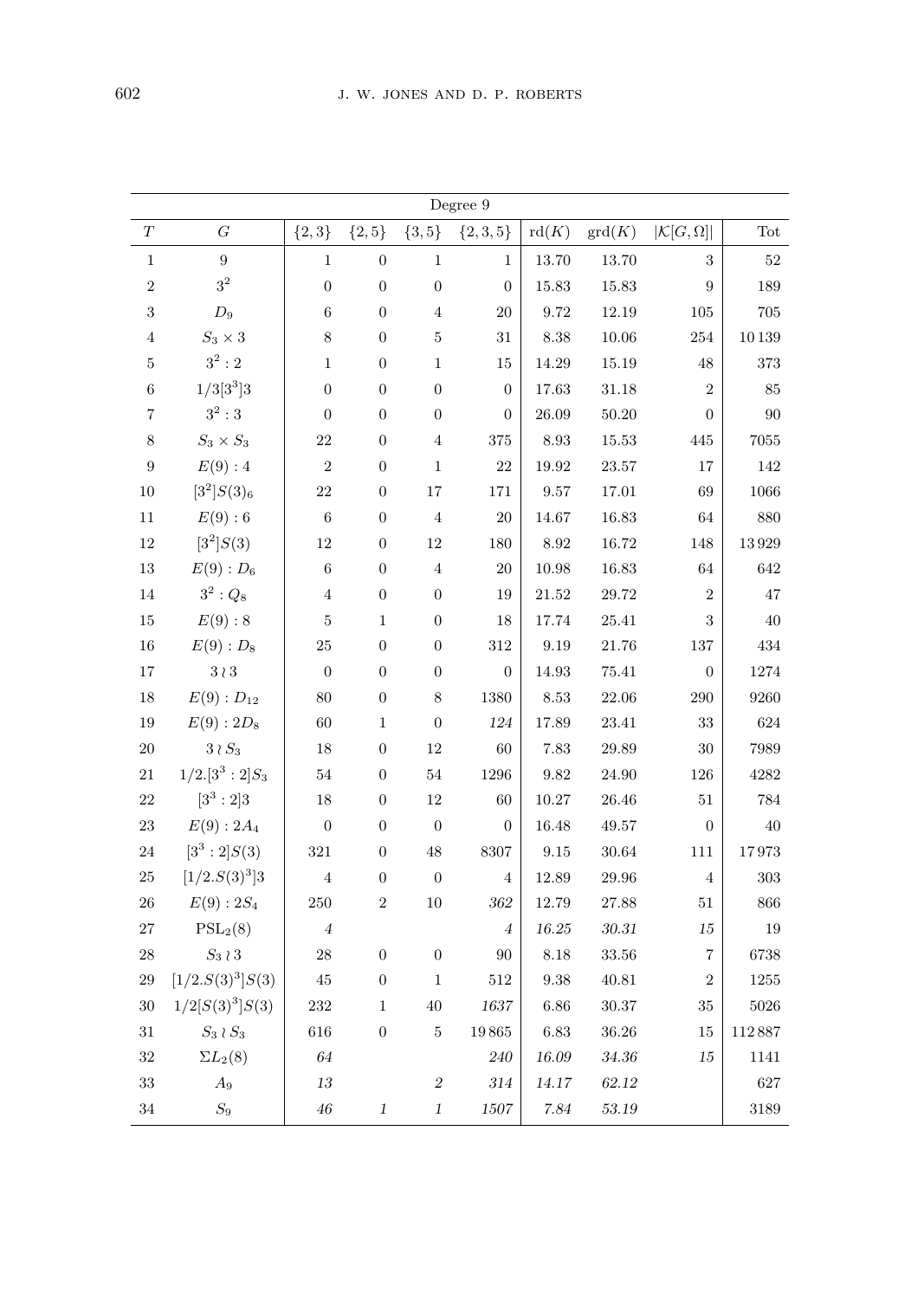| Degree 9 | | | | | | | | | |
|---|---|---|---|---|---|---|---|---|---|
| $T$ | $G$ | $\{2,3\}$ | $\{2,5\}$ | $\{3,5\}$ | $\{2,3,5\}$ | rd$(K)$ | grd$(K)$ | $\lvert\mathcal{K}[G,\Omega]\rvert$ | Tot |
| 1 | 9 | 1 | 0 | 1 | 1 | 13.70 | 13.70 | 3 | 52 |
| 2 | $3^2$ | 0 | 0 | 0 | 0 | 15.83 | 15.83 | 9 | 189 |
| 3 | $D_9$ | 6 | 0 | 4 | 20 | 9.72 | 12.19 | 105 | 705 |
| 4 | $S_3 \times 3$ | 8 | 0 | 5 | 31 | 8.38 | 10.06 | 254 | 10 139 |
| 5 | $3^2 : 2$ | 1 | 0 | 1 | 15 | 14.29 | 15.19 | 48 | 373 |
| 6 | $1/3[3^3]3$ | 0 | 0 | 0 | 0 | 17.63 | 31.18 | 2 | 85 |
| 7 | $3^2 : 3$ | 0 | 0 | 0 | 0 | 26.09 | 50.20 | 0 | 90 |
| 8 | $S_3 \times S_3$ | 22 | 0 | 4 | 375 | 8.93 | 15.53 | 445 | 7055 |
| 9 | $E(9) : 4$ | 2 | 0 | 1 | 22 | 19.92 | 23.57 | 17 | 142 |
| 10 | $[3^2]S(3)_6$ | 22 | 0 | 17 | 171 | 9.57 | 17.01 | 69 | 1066 |
| 11 | $E(9) : 6$ | 6 | 0 | 4 | 20 | 14.67 | 16.83 | 64 | 880 |
| 12 | $[3^2]S(3)$ | 12 | 0 | 12 | 180 | 8.92 | 16.72 | 148 | 13 929 |
| 13 | $E(9) : D_6$ | 6 | 0 | 4 | 20 | 10.98 | 16.83 | 64 | 642 |
| 14 | $3^2 : Q_8$ | 4 | 0 | 0 | 19 | 21.52 | 29.72 | 2 | 47 |
| 15 | $E(9) : 8$ | 5 | 1 | 0 | 18 | 17.74 | 25.41 | 3 | 40 |
| 16 | $E(9) : D_8$ | 25 | 0 | 0 | 312 | 9.19 | 21.76 | 137 | 434 |
| 17 | $3 \wr 3$ | 0 | 0 | 0 | 0 | 14.93 | 75.41 | 0 | 1274 |
| 18 | $E(9) : D_{12}$ | 80 | 0 | 8 | 1380 | 8.53 | 22.06 | 290 | 9260 |
| 19 | $E(9) : 2D_8$ | 60 | 1 | 0 | *124* | 17.89 | 23.41 | 33 | 624 |
| 20 | $3 \wr S_3$ | 18 | 0 | 12 | 60 | 7.83 | 29.89 | 30 | 7989 |
| 21 | $1/2.[3^3 : 2]S_3$ | 54 | 0 | 54 | 1296 | 9.82 | 24.90 | 126 | 4282 |
| 22 | $[3^3 : 2]3$ | 18 | 0 | 12 | 60 | 10.27 | 26.46 | 51 | 784 |
| 23 | $E(9) : 2A_4$ | 0 | 0 | 0 | 0 | 16.48 | 49.57 | 0 | 40 |
| 24 | $[3^3 : 2]S(3)$ | 321 | 0 | 48 | 8307 | 9.15 | 30.64 | 111 | 17 973 |
| 25 | $[1/2.S(3)^3]3$ | 4 | 0 | 0 | 4 | 12.89 | 29.96 | 4 | 303 |
| 26 | $E(9) : 2S_4$ | 250 | 2 | 10 | *362* | 12.79 | 27.88 | 51 | 866 |
| 27 | $\mathrm{PSL}_2(8)$ | *4* | | | *4* | *16.25* | *30.31* | *15* | 19 |
| 28 | $S_3 \wr 3$ | 28 | 0 | 0 | 90 | 8.18 | 33.56 | 7 | 6738 |
| 29 | $[1/2.S(3)^3]S(3)$ | 45 | 0 | 1 | 512 | 9.38 | 40.81 | 2 | 1255 |
| 30 | $1/2[S(3)^3]S(3)$ | 232 | 1 | 40 | *1637* | 6.86 | 30.37 | 35 | 5026 |
| 31 | $S_3 \wr S_3$ | 616 | 0 | 5 | 19 865 | 6.83 | 36.26 | 15 | 112 887 |
| 32 | $\Sigma L_2(8)$ | *64* | | | *240* | *16.09* | *34.36* | *15* | 1141 |
| 33 | $A_9$ | *13* | | *2* | *314* | *14.17* | *62.12* | | 627 |
| 34 | $S_9$ | *46* | *1* | *1* | *1507* | *7.84* | *53.19* | | 3189 |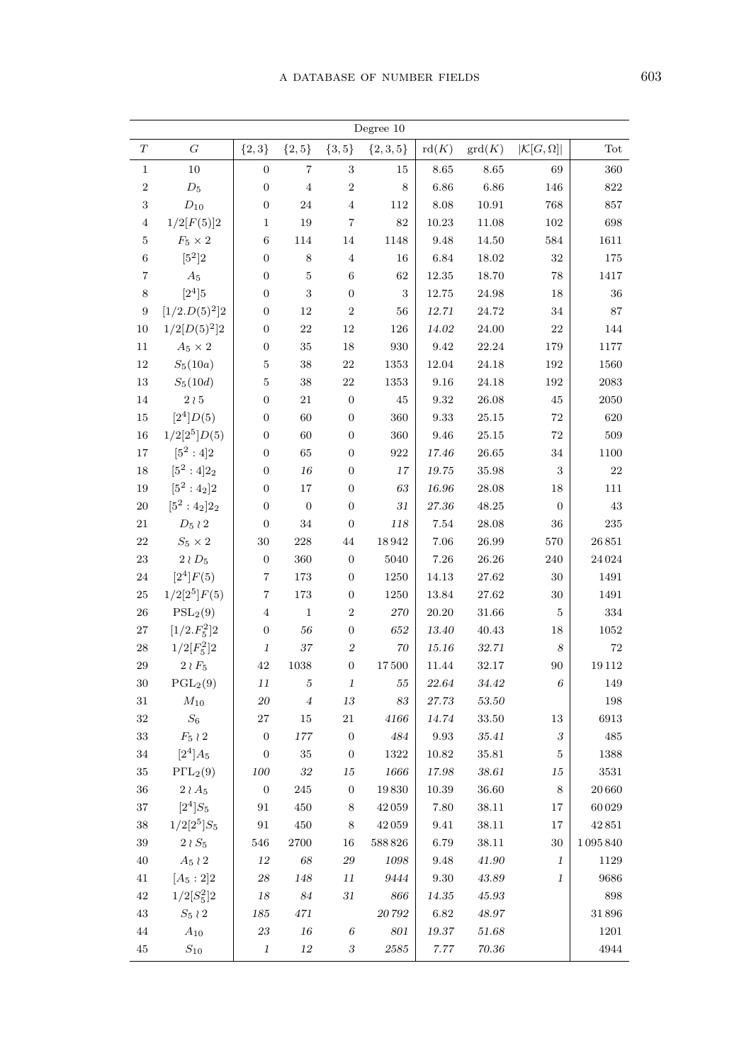| Degree 10 | | | | | | | | | | |
|---|---|---|---|---|---|---|---|---|---|---|
| $T$ | $G$ | $\{2,3\}$ | $\{2,5\}$ | $\{3,5\}$ | $\{2,3,5\}$ | $\mathrm{rd}(K)$ | $\mathrm{grd}(K)$ | $\lvert\mathcal{K}[G,\Omega]\rvert$ | Tot |
| 1 | 10 | 0 | 7 | 3 | 15 | 8.65 | 8.65 | 69 | 360 |
| 2 | $D_5$ | 0 | 4 | 2 | 8 | 6.86 | 6.86 | 146 | 822 |
| 3 | $D_{10}$ | 0 | 24 | 4 | 112 | 8.08 | 10.91 | 768 | 857 |
| 4 | $1/2[F(5)]2$ | 1 | 19 | 7 | 82 | 10.23 | 11.08 | 102 | 698 |
| 5 | $F_5 \times 2$ | 6 | 114 | 14 | 1148 | 9.48 | 14.50 | 584 | 1611 |
| 6 | $[5^2]2$ | 0 | 8 | 4 | 16 | 6.84 | 18.02 | 32 | 175 |
| 7 | $A_5$ | 0 | 5 | 6 | 62 | 12.35 | 18.70 | 78 | 1417 |
| 8 | $[2^4]5$ | 0 | 3 | 0 | 3 | 12.75 | 24.98 | 18 | 36 |
| 9 | $[1/2.D(5)^2]2$ | 0 | 12 | 2 | 56 | *12.71* | 24.72 | 34 | 87 |
| 10 | $1/2[D(5)^2]2$ | 0 | 22 | 12 | 126 | *14.02* | 24.00 | 22 | 144 |
| 11 | $A_5 \times 2$ | 0 | 35 | 18 | 930 | 9.42 | 22.24 | 179 | 1177 |
| 12 | $S_5(10a)$ | 5 | 38 | 22 | 1353 | 12.04 | 24.18 | 192 | 1560 |
| 13 | $S_5(10d)$ | 5 | 38 | 22 | 1353 | 9.16 | 24.18 | 192 | 2083 |
| 14 | $2 \wr 5$ | 0 | 21 | 0 | 45 | 9.32 | 26.08 | 45 | 2050 |
| 15 | $[2^4]D(5)$ | 0 | 60 | 0 | 360 | 9.33 | 25.15 | 72 | 620 |
| 16 | $1/2[2^5]D(5)$ | 0 | 60 | 0 | 360 | 9.46 | 25.15 | 72 | 509 |
| 17 | $[5^2:4]2$ | 0 | 65 | 0 | 922 | *17.46* | 26.65 | 34 | 1100 |
| 18 | $[5^2:4]2_2$ | 0 | *16* | 0 | *17* | *19.75* | 35.98 | 3 | 22 |
| 19 | $[5^2:4_2]2$ | 0 | 17 | 0 | *63* | *16.96* | 28.08 | 18 | 111 |
| 20 | $[5^2:4_2]2_2$ | 0 | 0 | 0 | *31* | *27.36* | *48.25* | 0 | 43 |
| 21 | $D_5 \wr 2$ | 0 | 34 | 0 | *118* | 7.54 | 28.08 | 36 | 235 |
| 22 | $S_5 \times 2$ | 30 | 228 | 44 | 18942 | 7.06 | 26.99 | 570 | 26851 |
| 23 | $2 \wr D_5$ | 0 | 360 | 0 | 5040 | 7.26 | 26.26 | 240 | 24024 |
| 24 | $[2^4]F(5)$ | 7 | 173 | 0 | 1250 | 14.13 | 27.62 | 30 | 1491 |
| 25 | $1/2[2^5]F(5)$ | 7 | 173 | 0 | 1250 | 13.84 | 27.62 | 30 | 1491 |
| 26 | $\mathrm{PSL}_2(9)$ | 4 | 1 | 2 | *270* | 20.20 | 31.66 | 5 | 334 |
| 27 | $[1/2.F_5^2]2$ | 0 | *56* | 0 | *652* | *13.40* | *40.43* | 18 | 1052 |
| 28 | $1/2[F_5^2]2$ | *1* | 37 | *2* | *70* | *15.16* | *32.71* | *8* | 72 |
| 29 | $2 \wr F_5$ | 42 | 1038 | 0 | 17500 | 11.44 | 32.17 | 90 | 19112 |
| 30 | $\mathrm{PGL}_2(9)$ | *11* | *5* | *1* | *55* | *22.64* | *34.42* | *6* | 149 |
| 31 | $M_{10}$ | *20* | *4* | *13* | *83* | *27.73* | *53.50* | | 198 |
| 32 | $S_6$ | 27 | 15 | 21 | *4166* | *14.74* | 33.50 | 13 | 6913 |
| 33 | $F_5 \wr 2$ | 0 | *177* | 0 | *484* | 9.93 | *35.41* | *3* | 485 |
| 34 | $[2^4]A_5$ | 0 | 35 | 0 | 1322 | 10.82 | 35.81 | 5 | 1388 |
| 35 | $\mathrm{P\Gamma L}_2(9)$ | *100* | *32* | *15* | *1666* | *17.98* | *38.61* | *15* | 3531 |
| 36 | $2 \wr A_5$ | 0 | 245 | 0 | 19830 | 10.39 | 36.60 | 8 | 20660 |
| 37 | $[2^4]S_5$ | 91 | 450 | 8 | 42059 | 7.80 | 38.11 | 17 | 60029 |
| 38 | $1/2[2^5]S_5$ | 91 | 450 | 8 | 42059 | 9.41 | 38.11 | 17 | 42851 |
| 39 | $2 \wr S_5$ | 546 | 2700 | 16 | 588826 | 6.79 | 38.11 | 30 | 1095840 |
| 40 | $A_5 \wr 2$ | *12* | *68* | *29* | *1098* | 9.48 | *41.90* | *1* | 1129 |
| 41 | $[A_5:2]2$ | *28* | *148* | *11* | *9444* | 9.30 | *43.89* | *1* | 9686 |
| 42 | $1/2[S_5^2]2$ | *18* | *84* | *31* | *866* | *14.35* | *45.93* | | 898 |
| 43 | $S_5 \wr 2$ | *185* | *471* | | *20792* | 6.82 | *48.97* | | 31896 |
| 44 | $A_{10}$ | *23* | *16* | *6* | *801* | *19.37* | *51.68* | | 1201 |
| 45 | $S_{10}$ | *1* | *12* | *3* | *2585* | *7.77* | *70.36* | | 4944 |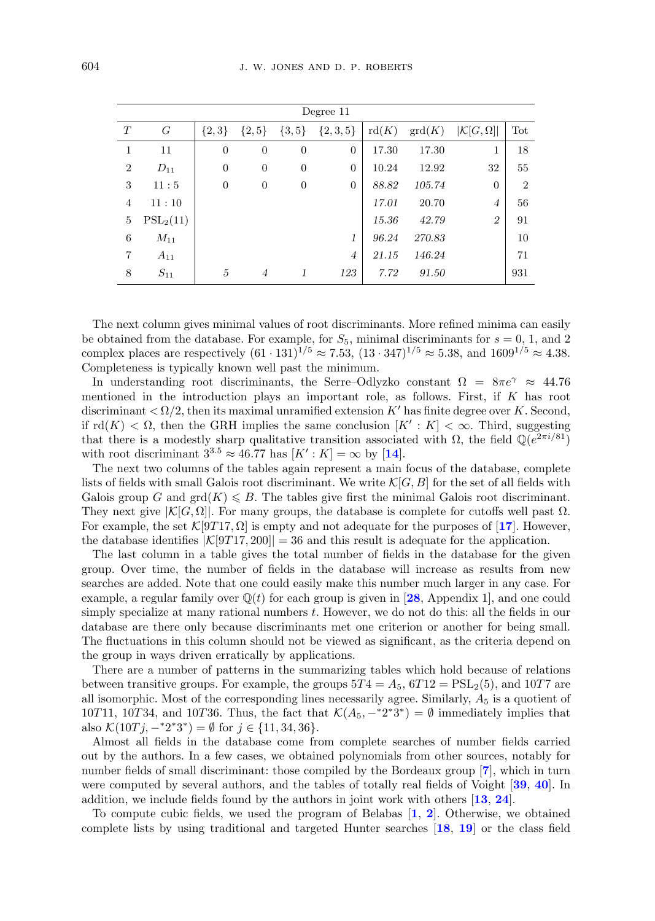| Degree 11 | | | | | | | | | | |
|---|---|---|---|---|---|---|---|---|---|---|
| $T$ | $G$ | $\{2,3\}$ | $\{2,5\}$ | $\{3,5\}$ | $\{2,3,5\}$ | $\mathrm{rd}(K)$ | $\mathrm{grd}(K)$ | $\lvert\mathcal{K}[G,\Omega]\rvert$ | Tot |
| 1 | 11 | 0 | 0 | 0 | 0 | 17.30 | 17.30 | 1 | 18 |
| 2 | $D_{11}$ | 0 | 0 | 0 | 0 | 10.24 | 12.92 | 32 | 55 |
| 3 | $11:5$ | 0 | 0 | 0 | 0 | *88.82* | *105.74* | 0 | 2 |
| 4 | $11:10$ | | | | | *17.01* | 20.70 | *4* | 56 |
| 5 | $\mathrm{PSL}_2(11)$ | | | | | *15.36* | *42.79* | *2* | 91 |
| 6 | $M_{11}$ | | | | *1* | *96.24* | *270.83* | | 10 |
| 7 | $A_{11}$ | | | | *4* | *21.15* | *146.24* | | 71 |
| 8 | $S_{11}$ | *5* | *4* | *1* | *123* | *7.72* | *91.50* | | 931 |

The next column gives minimal values of root discriminants. More refined minima can easily be obtained from the database. For example, for $S_5$, minimal discriminants for $s = 0$, 1, and 2 complex places are respectively $(61 \cdot 131)^{1/5} \approx 7.53$, $(13 \cdot 347)^{1/5} \approx 5.38$, and $1609^{1/5} \approx 4.38$. Completeness is typically known well past the minimum.

In understanding root discriminants, the Serre–Odlyzko constant $\Omega = 8\pi e^{\gamma} \approx 44.76$ mentioned in the introduction plays an important role, as follows. First, if $K$ has root discriminant $< \Omega/2$, then its maximal unramified extension $K'$ has finite degree over $K$. Second, if $\mathrm{rd}(K) < \Omega$, then the GRH implies the same conclusion $[K' : K] < \infty$. Third, suggesting that there is a modestly sharp qualitative transition associated with $\Omega$, the field $\mathbb{Q}(e^{2\pi i/81})$ with root discriminant $3^{3.5} \approx 46.77$ has $[K' : K] = \infty$ by [**14**].

The next two columns of the tables again represent a main focus of the database, complete lists of fields with small Galois root discriminant. We write $\mathcal{K}[G, B]$ for the set of all fields with Galois group $G$ and $\mathrm{grd}(K) \leqslant B$. The tables give first the minimal Galois root discriminant. They next give $|\mathcal{K}[G, \Omega]|$. For many groups, the database is complete for cutoffs well past $\Omega$. For example, the set $\mathcal{K}[9T17, \Omega]$ is empty and not adequate for the purposes of [**17**]. However, the database identifies $|\mathcal{K}[9T17, 200]| = 36$ and this result is adequate for the application.

The last column in a table gives the total number of fields in the database for the given group. Over time, the number of fields in the database will increase as results from new searches are added. Note that one could easily make this number much larger in any case. For example, a regular family over $\mathbb{Q}(t)$ for each group is given in [**28**, Appendix 1], and one could simply specialize at many rational numbers $t$. However, we do not do this: all the fields in our database are there only because discriminants met one criterion or another for being small. The fluctuations in this column should not be viewed as significant, as the criteria depend on the group in ways driven erratically by applications.

There are a number of patterns in the summarizing tables which hold because of relations between transitive groups. For example, the groups $5T4 = A_5$, $6T12 = \mathrm{PSL}_2(5)$, and $10T7$ are all isomorphic. Most of the corresponding lines necessarily agree. Similarly, $A_5$ is a quotient of $10T11$, $10T34$, and $10T36$. Thus, the fact that $\mathcal{K}(A_5, -{}^*2^*3^*) = \emptyset$ immediately implies that also $\mathcal{K}(10Tj, -{}^*2^*3^*) = \emptyset$ for $j \in \{11, 34, 36\}$.

Almost all fields in the database come from complete searches of number fields carried out by the authors. In a few cases, we obtained polynomials from other sources, notably for number fields of small discriminant: those compiled by the Bordeaux group [**7**], which in turn were computed by several authors, and the tables of totally real fields of Voight [**39**, **40**]. In addition, we include fields found by the authors in joint work with others [**13**, **24**].

To compute cubic fields, we used the program of Belabas [**1**, **2**]. Otherwise, we obtained complete lists by using traditional and targeted Hunter searches [**18**, **19**] or the class field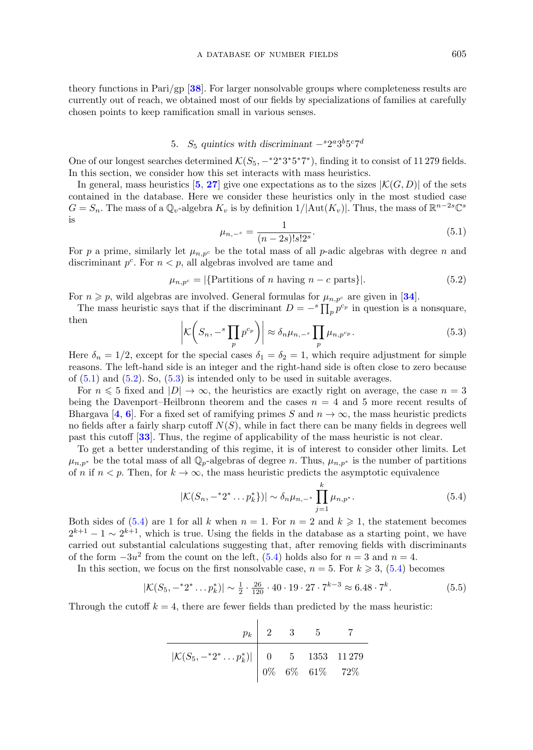theory functions in Pari/gp [38]. For larger nonsolvable groups where completeness results are currently out of reach, we obtained most of our fields by specializations of families at carefully chosen points to keep ramification small in various senses.

## 5. $S_5$ quintics with discriminant $-^s2^a3^b5^c7^d$

One of our longest searches determined $\mathcal{K}(S_5, -^*2^*3^*5^*7^*)$, finding it to consist of 11 279 fields. In this section, we consider how this set interacts with mass heuristics.

In general, mass heuristics [5, 27] give one expectations as to the sizes $|\mathcal{K}(G, D)|$ of the sets contained in the database. Here we consider these heuristics only in the most studied case $G = S_n$. The mass of a $\mathbb{Q}_v$-algebra $K_v$ is by definition $1/|\mathrm{Aut}(K_v)|$. Thus, the mass of $\mathbb{R}^{n-2s}\mathbb{C}^s$ is

$$\mu_{n,-^s} = \frac{1}{(n-2s)!s!2^s}. \tag{5.1}$$

For $p$ a prime, similarly let $\mu_{n,p^c}$ be the total mass of all $p$-adic algebras with degree $n$ and discriminant $p^c$. For $n < p$, all algebras involved are tame and

$$\mu_{n,p^c} = |\{\text{Partitions of } n \text{ having } n-c \text{ parts}\}|. \tag{5.2}$$

For $n \geqslant p$, wild algebras are involved. General formulas for $\mu_{n,p^c}$ are given in [34].

The mass heuristic says that if the discriminant $D = -^s \prod_p p^{c_p}$ in question is a nonsquare, then

$$\left|\mathcal{K}\left(S_n, -^s \prod_p p^{c_p}\right)\right| \approx \delta_n \mu_{n,-^s} \prod_p \mu_{n,p^{c_p}}. \tag{5.3}$$

Here $\delta_n = 1/2$, except for the special cases $\delta_1 = \delta_2 = 1$, which require adjustment for simple reasons. The left-hand side is an integer and the right-hand side is often close to zero because of (5.1) and (5.2). So, (5.3) is intended only to be used in suitable averages.

For $n \leqslant 5$ fixed and $|D| \to \infty$, the heuristics are exactly right on average, the case $n = 3$ being the Davenport–Heilbronn theorem and the cases $n = 4$ and 5 more recent results of Bhargava [4, 6]. For a fixed set of ramifying primes $S$ and $n \to \infty$, the mass heuristic predicts no fields after a fairly sharp cutoff $N(S)$, while in fact there can be many fields in degrees well past this cutoff [33]. Thus, the regime of applicability of the mass heuristic is not clear.

To get a better understanding of this regime, it is of interest to consider other limits. Let $\mu_{n,p^*}$ be the total mass of all $\mathbb{Q}_p$-algebras of degree $n$. Thus, $\mu_{n,p^*}$ is the number of partitions of $n$ if $n < p$. Then, for $k \to \infty$, the mass heuristic predicts the asymptotic equivalence

$$|\mathcal{K}(S_n, -^*2^* \ldots p_k^*\})| \sim \delta_n \mu_{n,-^*} \prod_{j=1}^{k} \mu_{n,p^*}. \tag{5.4}$$

Both sides of (5.4) are 1 for all $k$ when $n = 1$. For $n = 2$ and $k \geqslant 1$, the statement becomes $2^{k+1} - 1 \sim 2^{k+1}$, which is true. Using the fields in the database as a starting point, we have carried out substantial calculations suggesting that, after removing fields with discriminants of the form $-3u^2$ from the count on the left, (5.4) holds also for $n = 3$ and $n = 4$.

In this section, we focus on the first nonsolvable case, $n = 5$. For $k \geqslant 3$, (5.4) becomes

$$|\mathcal{K}(S_5, -^*2^* \ldots p_k^*)| \sim \tfrac{1}{2} \cdot \tfrac{26}{120} \cdot 40 \cdot 19 \cdot 27 \cdot 7^{k-3} \approx 6.48 \cdot 7^k. \tag{5.5}$$

Through the cutoff $k = 4$, there are fewer fields than predicted by the mass heuristic:

| $p_k$ | 2 | 3 | 5 | 7 |
|---|---|---|---|---|
| $\lvert\mathcal{K}(S_5, -^*2^* \ldots p_k^*)\rvert$ | 0 | 5 | 1353 | 11 279 |
| | 0% | 6% | 61% | 72% |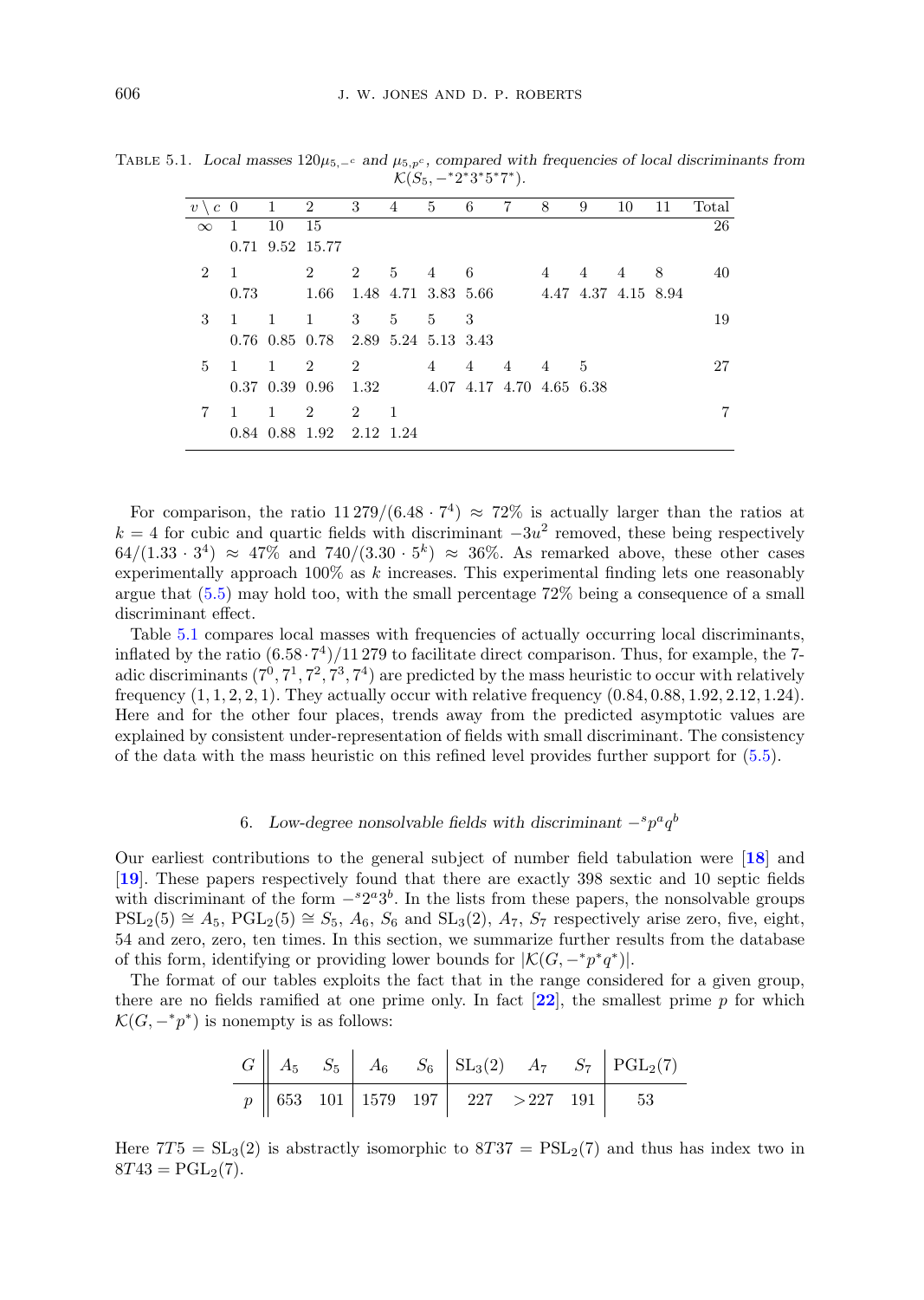TABLE 5.1. *Local masses $120\mu_{5,-^c}$ and $\mu_{5,p^c}$, compared with frequencies of local discriminants from $\mathcal{K}(S_5, -^*2^*3^*5^*7^*)$.*

| $v \setminus c$ | 0 | 1 | 2 | 3 | 4 | 5 | 6 | 7 | 8 | 9 | 10 | 11 | Total |
|---|---|---|---|---|---|---|---|---|---|---|---|---|---|
| $\infty$ | 1 | 10 | 15 | | | | | | | | | | 26 |
| | 0.71 | 9.52 | 15.77 | | | | | | | | | | |
| 2 | 1 | | 2 | 2 | 5 | 4 | 6 | | 4 | 4 | 4 | 8 | 40 |
| | 0.73 | | 1.66 | 1.48 | 4.71 | 3.83 | 5.66 | | 4.47 | 4.37 | 4.15 | 8.94 | |
| 3 | 1 | 1 | 1 | 3 | 5 | 5 | 3 | | | | | | 19 |
| | 0.76 | 0.85 | 0.78 | 2.89 | 5.24 | 5.13 | 3.43 | | | | | | |
| 5 | 1 | 1 | 2 | 2 | | 4 | 4 | 4 | 4 | 5 | | | 27 |
| | 0.37 | 0.39 | 0.96 | 1.32 | | 4.07 | 4.17 | 4.70 | 4.65 | 6.38 | | | |
| 7 | 1 | 1 | 2 | 2 | 1 | | | | | | | | 7 |
| | 0.84 | 0.88 | 1.92 | 2.12 | 1.24 | | | | | | | | |

For comparison, the ratio $11\,279/(6.48 \cdot 7^4) \approx 72\%$ is actually larger than the ratios at $k = 4$ for cubic and quartic fields with discriminant $-3u^2$ removed, these being respectively $64/(1.33 \cdot 3^4) \approx 47\%$ and $740/(3.30 \cdot 5^k) \approx 36\%$. As remarked above, these other cases experimentally approach 100% as $k$ increases. This experimental finding lets one reasonably argue that (5.5) may hold too, with the small percentage 72% being a consequence of a small discriminant effect.

Table 5.1 compares local masses with frequencies of actually occurring local discriminants, inflated by the ratio $(6.58 \cdot 7^4)/11\,279$ to facilitate direct comparison. Thus, for example, the 7-adic discriminants $(7^0, 7^1, 7^2, 7^3, 7^4)$ are predicted by the mass heuristic to occur with relatively frequency $(1, 1, 2, 2, 1)$. They actually occur with relative frequency $(0.84, 0.88, 1.92, 2.12, 1.24)$. Here and for the other four places, trends away from the predicted asymptotic values are explained by consistent under-representation of fields with small discriminant. The consistency of the data with the mass heuristic on this refined level provides further support for (5.5).

## 6. *Low-degree nonsolvable fields with discriminant $-^s p^a q^b$*

Our earliest contributions to the general subject of number field tabulation were [18] and [19]. These papers respectively found that there are exactly 398 sextic and 10 septic fields with discriminant of the form $-^s 2^a 3^b$. In the lists from these papers, the nonsolvable groups $\mathrm{PSL}_2(5) \cong A_5$, $\mathrm{PGL}_2(5) \cong S_5$, $A_6$, $S_6$ and $\mathrm{SL}_3(2)$, $A_7$, $S_7$ respectively arise zero, five, eight, 54 and zero, zero, ten times. In this section, we summarize further results from the database of this form, identifying or providing lower bounds for $|\mathcal{K}(G, -^*p^*q^*)|$.

The format of our tables exploits the fact that in the range considered for a given group, there are no fields ramified at one prime only. In fact [22], the smallest prime $p$ for which $\mathcal{K}(G, -^*p^*)$ is nonempty is as follows:

| $G$ | $A_5$ | $S_5$ | $A_6$ | $S_6$ | $\mathrm{SL}_3(2)$ | $A_7$ | $S_7$ | $\mathrm{PGL}_2(7)$ |
|---|---|---|---|---|---|---|---|---|
| $p$ | 653 | 101 | 1579 | 197 | 227 | $>227$ | 191 | 53 |

Here $7T5 = \mathrm{SL}_3(2)$ is abstractly isomorphic to $8T37 = \mathrm{PSL}_2(7)$ and thus has index two in $8T43 = \mathrm{PGL}_2(7)$.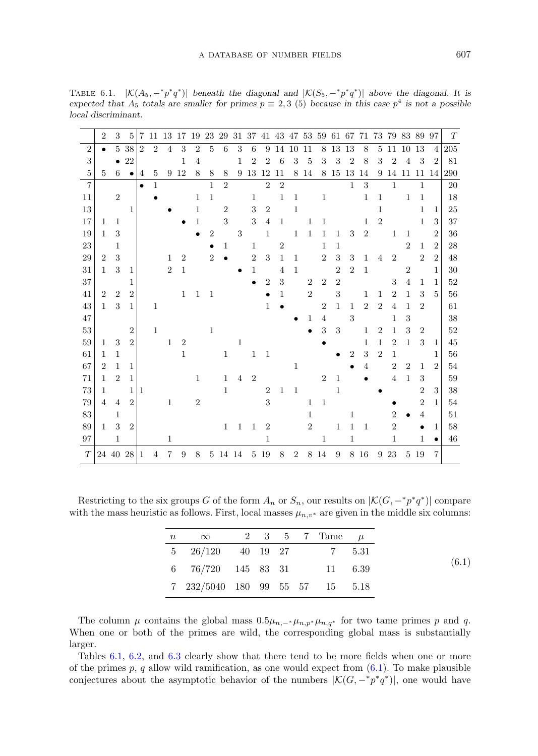TABLE 6.1. $|\mathcal{K}(A_5, -^*p^*q^*)|$ *beneath the diagonal and* $|\mathcal{K}(S_5, -^*p^*q^*)|$ *above the diagonal. It is expected that* $A_5$ *totals are smaller for primes* $p \equiv 2, 3$ (5) *because in this case* $p^4$ *is not a possible local discriminant.*

| | 2 | 3 | 5 | 7 | 11 | 13 | 17 | 19 | 23 | 29 | 31 | 37 | 41 | 43 | 47 | 53 | 59 | 61 | 67 | 71 | 73 | 79 | 83 | 89 | 97 | $T$ |
|---|---|---|---|---|---|---|---|---|---|---|---|---|---|---|---|---|---|---|---|---|---|---|---|---|---|---|
| 2 | • | 5 | 38 | 2 | 2 | 4 | 3 | 2 | 5 | 6 | 3 | 6 | 9 | 14 | 10 | 11 | 8 | 13 | 13 | 8 | 5 | 11 | 10 | 13 | 4 | 205 |
| 3 | | • | 22 | | | | 1 | 4 | | | 1 | 2 | 2 | 6 | 3 | 5 | 3 | 3 | 2 | 8 | 3 | 2 | 4 | 3 | 2 | 81 |
| 5 | 5 | 6 | • | 4 | 5 | 9 | 12 | 8 | 8 | 8 | 9 | 13 | 12 | 11 | 8 | 14 | 8 | 15 | 13 | 14 | 9 | 14 | 11 | 11 | 14 | 290 |
| 7 | | | | • | 1 | | | | 1 | 2 | | | 2 | 2 | | | | | 1 | 3 | | 1 | | 1 | | 20 |
| 11 | | 2 | | | • | | | 1 | 1 | | | 1 | | 1 | 1 | | 1 | | | 1 | 1 | | 1 | 1 | | 18 |
| 13 | | | 1 | | | • | | 1 | | 2 | | 3 | 2 | | 1 | | | | | | 1 | | | 1 | 1 | 25 |
| 17 | 1 | 1 | | | | | • | 1 | | 3 | | 3 | 4 | 1 | | 1 | 1 | | | 1 | 2 | | | 1 | 3 | 37 |
| 19 | 1 | 3 | | | | | | • | 2 | | 3 | | 1 | | 1 | 1 | 1 | 1 | 3 | 2 | | 1 | 1 | | 2 | 36 |
| 23 | | 1 | | | | | | | • | 1 | | 1 | | 2 | | | 1 | 1 | | | | | 2 | 1 | 2 | 28 |
| 29 | 2 | 3 | | | | 1 | 2 | | 2 | • | | 2 | 3 | 1 | 1 | | 2 | 3 | 3 | 1 | 4 | 2 | | 2 | 2 | 48 |
| 31 | 1 | 3 | 1 | | | 2 | 1 | | | | • | 1 | | 4 | 1 | | | 2 | 2 | 1 | | | 2 | | 1 | 30 |
| 37 | | | 1 | | | | | | | | | • | 2 | 3 | | 2 | 2 | 2 | | | | 3 | 4 | 1 | 1 | 52 |
| 41 | 2 | 2 | 2 | | | | 1 | 1 | 1 | | | | • | 1 | | 2 | | 3 | | 1 | 1 | 2 | 1 | 3 | 5 | 56 |
| 43 | 1 | 3 | 1 | | 1 | | | | | | | | 1 | • | | | 2 | 1 | 1 | 2 | 2 | 4 | 1 | 2 | | 61 |
| 47 | | | | | | | | | | | | | | | • | 1 | 4 | | 3 | | | 1 | 3 | | | 38 |
| 53 | | | 2 | | 1 | | | | 1 | | | | | | | • | 3 | 3 | | 1 | 2 | 1 | 3 | 2 | | 52 |
| 59 | 1 | 3 | 2 | | | 1 | 2 | | | | 1 | | | | | | • | | | 1 | 1 | 2 | 1 | 3 | 1 | 45 |
| 61 | 1 | 1 | | | | | 1 | | | 1 | | 1 | 1 | | | | | • | 2 | 3 | 2 | 1 | | | 1 | 56 |
| 67 | 2 | 1 | 1 | | | | | | | | | | | | 1 | | | | • | 4 | | 2 | 2 | 1 | 2 | 54 |
| 71 | 1 | 2 | 1 | | | | | 1 | | 1 | 4 | 2 | | | | | 2 | 1 | | • | | 4 | 1 | 3 | | 59 |
| 73 | 1 | | 1 | 1 | | | | | | 1 | | | 2 | 1 | 1 | | | 1 | | | • | | | 2 | 3 | 38 |
| 79 | 4 | 4 | 2 | | | 1 | | 2 | | | | | 3 | | | 1 | 1 | | | | | • | | 2 | 1 | 54 |
| 83 | | 1 | | | | | | | | | | | | | | 1 | | | 1 | | | 2 | • | 4 | | 51 |
| 89 | 1 | 3 | 2 | | | | | | | 1 | 1 | 1 | 2 | | | 2 | | 1 | 1 | 1 | | 2 | | • | 1 | 58 |
| 97 | | 1 | | | | 1 | | | | | | | 1 | | | | 1 | | 1 | | | 1 | | 1 | • | 46 |
| $T$ | 24 | 40 | 28 | 1 | 4 | 7 | 9 | 8 | 5 | 14 | 14 | 5 | 19 | 8 | 2 | 8 | 14 | 9 | 8 | 16 | 9 | 23 | 5 | 19 | 7 | |

Restricting to the six groups $G$ of the form $A_n$ or $S_n$, our results on $|\mathcal{K}(G, -^*p^*q^*)|$ compare with the mass heuristic as follows. First, local masses $\mu_{n,v^*}$ are given in the middle six columns:

| $n$ | $\infty$ | 2 | 3 | 5 | 7 | Tame | $\mu$ |
|---|---|---|---|---|---|---|---|
| 5 | 26/120 | 40 | 19 | 27 | | 7 | 5.31 |
| 6 | 76/720 | 145 | 83 | 31 | | 11 | 6.39 |
| 7 | 232/5040 | 180 | 99 | 55 | 57 | 15 | 5.18 |

(6.1)

The column $\mu$ contains the global mass $0.5\mu_{n,-^*}\mu_{n,p^*}\mu_{n,q^*}$ for two tame primes $p$ and $q$. When one or both of the primes are wild, the corresponding global mass is substantially larger.

Tables 6.1, 6.2, and 6.3 clearly show that there tend to be more fields when one or more of the primes $p$, $q$ allow wild ramification, as one would expect from (6.1). To make plausible conjectures about the asymptotic behavior of the numbers $|\mathcal{K}(G, -^*p^*q^*)|$, one would have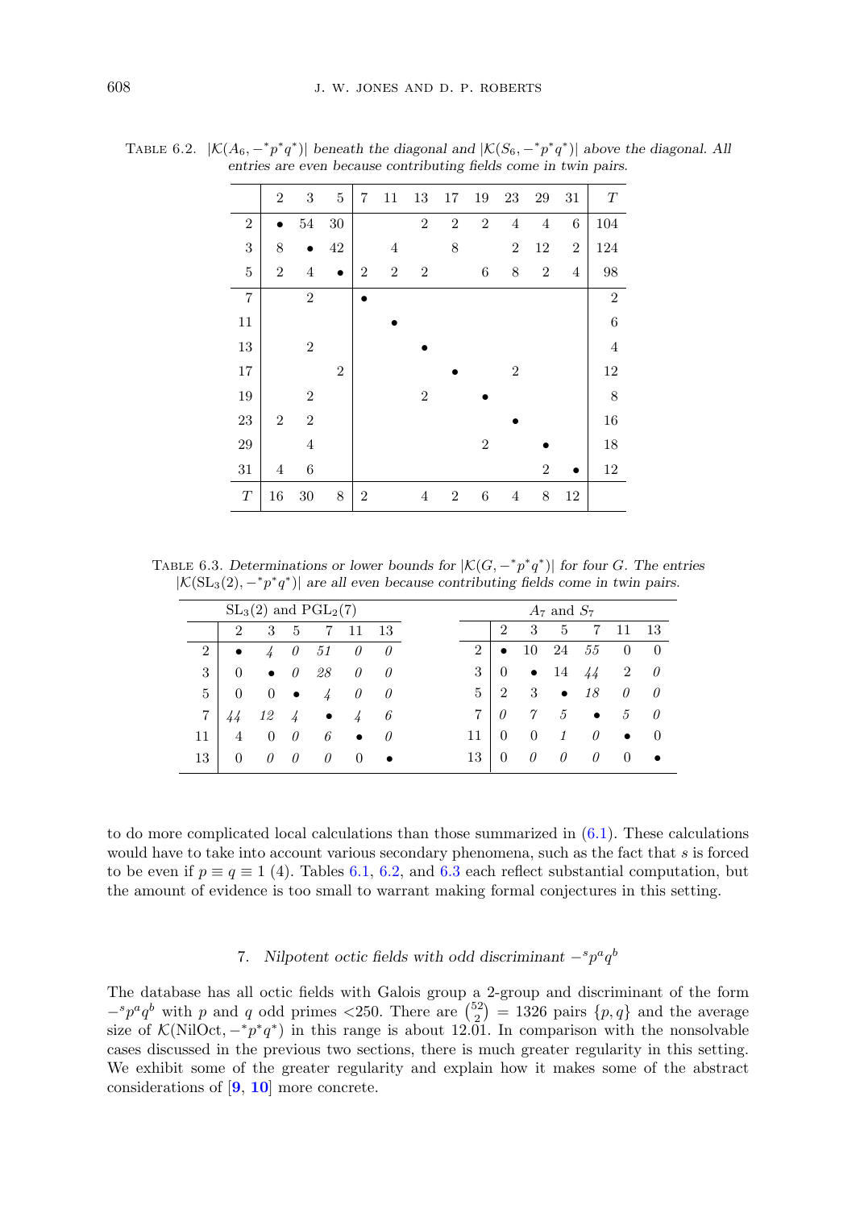TABLE 6.2. $|\mathcal{K}(A_6, -^*p^*q^*)|$ *beneath the diagonal and* $|\mathcal{K}(S_6, -^*p^*q^*)|$ *above the diagonal. All entries are even because contributing fields come in twin pairs.*

| | 2 | 3 | 5 | 7 | 11 | 13 | 17 | 19 | 23 | 29 | 31 | $T$ |
|---|---|---|---|---|---|---|---|---|---|---|---|---|
| 2 | • | 54 | 30 | | | 2 | 2 | 2 | 4 | 4 | 6 | 104 |
| 3 | 8 | • | 42 | | 4 | | 8 | | 2 | 12 | 2 | 124 |
| 5 | 2 | 4 | • | 2 | 2 | 2 | | 6 | 8 | 2 | 4 | 98 |
| 7 | | 2 | | • | | | | | | | | 2 |
| 11 | | | | | • | | | | | | | 6 |
| 13 | | 2 | | | | • | | | | | | 4 |
| 17 | | | 2 | | | | • | | 2 | | | 12 |
| 19 | | 2 | | | | 2 | | • | | | | 8 |
| 23 | 2 | 2 | | | | | | | • | | | 16 |
| 29 | | 4 | | | | | | 2 | | • | | 18 |
| 31 | 4 | 6 | | | | | | | | 2 | • | 12 |
| $T$ | 16 | 30 | 8 | 2 | | 4 | 2 | 6 | 4 | 8 | 12 | |

TABLE 6.3. *Determinations or lower bounds for* $|\mathcal{K}(G, -^*p^*q^*)|$ *for four* $G$. *The entries* $|\mathcal{K}(\mathrm{SL}_3(2), -^*p^*q^*)|$ *are all even because contributing fields come in twin pairs.*

| $\mathrm{SL}_3(2)$ and $\mathrm{PGL}_2(7)$ | 2 | 3 | 5 | 7 | 11 | 13 |
|---|---|---|---|---|---|---|
| 2 | • | *4* | *0* | *51* | *0* | *0* |
| 3 | 0 | • | *0* | *28* | *0* | *0* |
| 5 | 0 | 0 | • | *4* | *0* | *0* |
| 7 | *44* | *12* | *4* | • | *4* | *6* |
| 11 | 4 | 0 | *0* | *6* | • | *0* |
| 13 | 0 | *0* | *0* | *0* | 0 | • |

| $A_7$ and $S_7$ | 2 | 3 | 5 | 7 | 11 | 13 |
|---|---|---|---|---|---|---|
| 2 | • | 10 | 24 | *55* | 0 | 0 |
| 3 | 0 | • | 14 | *44* | 2 | *0* |
| 5 | 2 | 3 | • | *18* | *0* | *0* |
| 7 | *0* | *7* | *5* | • | *5* | *0* |
| 11 | 0 | 0 | *1* | *0* | • | 0 |
| 13 | 0 | *0* | *0* | *0* | 0 | • |

to do more complicated local calculations than those summarized in (6.1). These calculations would have to take into account various secondary phenomena, such as the fact that $s$ is forced to be even if $p \equiv q \equiv 1$ (4). Tables 6.1, 6.2, and 6.3 each reflect substantial computation, but the amount of evidence is too small to warrant making formal conjectures in this setting.

## 7. *Nilpotent octic fields with odd discriminant* $-^s p^a q^b$

The database has all octic fields with Galois group a 2-group and discriminant of the form $-^s p^a q^b$ with $p$ and $q$ odd primes <250. There are $\binom{52}{2} = 1326$ pairs $\{p, q\}$ and the average size of $\mathcal{K}(\mathrm{NilOct}, -^*p^*q^*)$ in this range is about 12.01. In comparison with the nonsolvable cases discussed in the previous two sections, there is much greater regularity in this setting. We exhibit some of the greater regularity and explain how it makes some of the abstract considerations of [9, 10] more concrete.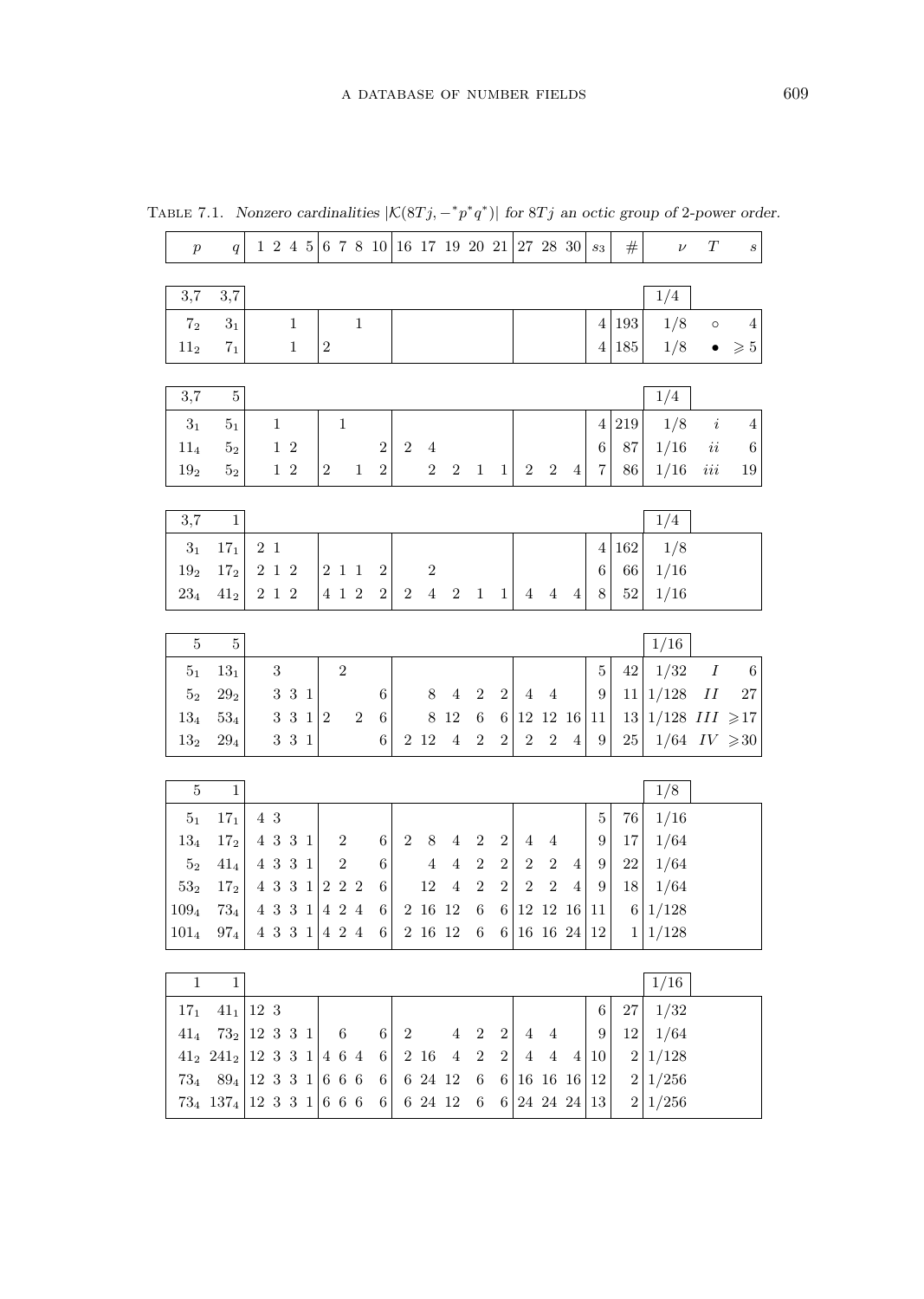Table 7.1. *Nonzero cardinalities $|\mathcal{K}(8Tj, -^*p^*q^*)|$ for $8Tj$ an octic group of 2-power order.*

| $p$ | $q$ | 1 | 2 | 4 | 5 | 6 | 7 | 8 | 10 | 16 | 17 | 19 | 20 | 21 | 27 | 28 | 30 | $s_3$ | # | $\nu$ | $T$ | $s$ |
|---|---|---|---|---|---|---|---|---|---|---|---|---|---|---|---|---|---|---|---|---|---|---|
| 3,7 | 3,7 | | | | | | | | | | | | | | | | | | | 1/4 | | |
| $7_2$ | $3_1$ | | | 1 | | | | 1 | | | | | | | | | | 4 | 193 | 1/8 | ○ | 4 |
| $11_2$ | $7_1$ | | | 1 | | 2 | | | | | | | | | | | | 4 | 185 | 1/8 | • | ⩾5 |
| 3,7 | 5 | | | | | | | | | | | | | | | | | | | 1/4 | | |
| $3_1$ | $5_1$ | | 1 | | | | 1 | | | | | | | | | | | 4 | 219 | 1/8 | $i$ | 4 |
| $11_4$ | $5_2$ | | 1 | 2 | | | | | 2 | 2 | 4 | | | | | | | 6 | 87 | 1/16 | $ii$ | 6 |
| $19_2$ | $5_2$ | | 1 | 2 | | 2 | | 1 | 2 | | 2 | 2 | 1 | 1 | 2 | 2 | 4 | 7 | 86 | 1/16 | $iii$ | 19 |
| 3,7 | 1 | | | | | | | | | | | | | | | | | | | 1/4 | | |
| $3_1$ | $17_1$ | 2 | 1 | | | | | | | | | | | | | | | 4 | 162 | 1/8 | | |
| $19_2$ | $17_2$ | 2 | 1 | 2 | | 2 | 1 | 1 | 2 | | 2 | | | | | | | 6 | 66 | 1/16 | | |
| $23_4$ | $41_2$ | 2 | 1 | 2 | | 4 | 1 | 2 | 2 | 2 | 4 | 2 | 1 | 1 | 4 | 4 | 4 | 8 | 52 | 1/16 | | |
| 5 | 5 | | | | | | | | | | | | | | | | | | | 1/16 | | |
| $5_1$ | $13_1$ | | 3 | | | | 2 | | | | | | | | | | | 5 | 42 | 1/32 | $I$ | 6 |
| $5_2$ | $29_2$ | | 3 | 3 | 1 | | | | 6 | | 8 | 4 | 2 | 2 | 4 | 4 | | 9 | 11 | 1/128 | $II$ | 27 |
| $13_4$ | $53_4$ | | 3 | 3 | 1 | 2 | | 2 | 6 | | 8 | 12 | 6 | 6 | 12 | 12 | 16 | 11 | 13 | 1/128 | $III$ | ⩾17 |
| $13_2$ | $29_4$ | | 3 | 3 | 1 | | | | 6 | 2 | 12 | 4 | 2 | 2 | 2 | 2 | 4 | 9 | 25 | 1/64 | $IV$ | ⩾30 |
| 5 | 1 | | | | | | | | | | | | | | | | | | | 1/8 | | |
| $5_1$ | $17_1$ | 4 | 3 | | | | | | | | | | | | | | | 5 | 76 | 1/16 | | |
| $13_4$ | $17_2$ | 4 | 3 | 3 | 1 | | 2 | | 6 | 2 | 8 | 4 | 2 | 2 | 4 | 4 | | 9 | 17 | 1/64 | | |
| $5_2$ | $41_4$ | 4 | 3 | 3 | 1 | | 2 | | 6 | | 4 | 4 | 2 | 2 | 2 | 2 | 4 | 9 | 22 | 1/64 | | |
| $53_2$ | $17_2$ | 4 | 3 | 3 | 1 | 2 | 2 | 2 | 6 | | 12 | 4 | 2 | 2 | 2 | 2 | 4 | 9 | 18 | 1/64 | | |
| $109_4$ | $73_4$ | 4 | 3 | 3 | 1 | 4 | 2 | 4 | 6 | 2 | 16 | 12 | 6 | 6 | 12 | 12 | 16 | 11 | 6 | 1/128 | | |
| $101_4$ | $97_4$ | 4 | 3 | 3 | 1 | 4 | 2 | 4 | 6 | 2 | 16 | 12 | 6 | 6 | 16 | 16 | 24 | 12 | 1 | 1/128 | | |
| 1 | 1 | | | | | | | | | | | | | | | | | | | 1/16 | | |
| $17_1$ | $41_1$ | 12 | 3 | | | | | | | | | | | | | | | 6 | 27 | 1/32 | | |
| $41_4$ | $73_2$ | 12 | 3 | 3 | 1 | | 6 | | 6 | 2 | | 4 | 2 | 2 | 4 | 4 | | 9 | 12 | 1/64 | | |
| $41_2$ | $241_2$ | 12 | 3 | 3 | 1 | 4 | 6 | 4 | 6 | 2 | 16 | 4 | 2 | 2 | 4 | 4 | 4 | 10 | 2 | 1/128 | | |
| $73_4$ | $89_4$ | 12 | 3 | 3 | 1 | 6 | 6 | 6 | 6 | 6 | 24 | 12 | 6 | 6 | 16 | 16 | 16 | 12 | 2 | 1/256 | | |
| $73_4$ | $137_4$ | 12 | 3 | 3 | 1 | 6 | 6 | 6 | 6 | 6 | 24 | 12 | 6 | 6 | 24 | 24 | 24 | 13 | 2 | 1/256 | | |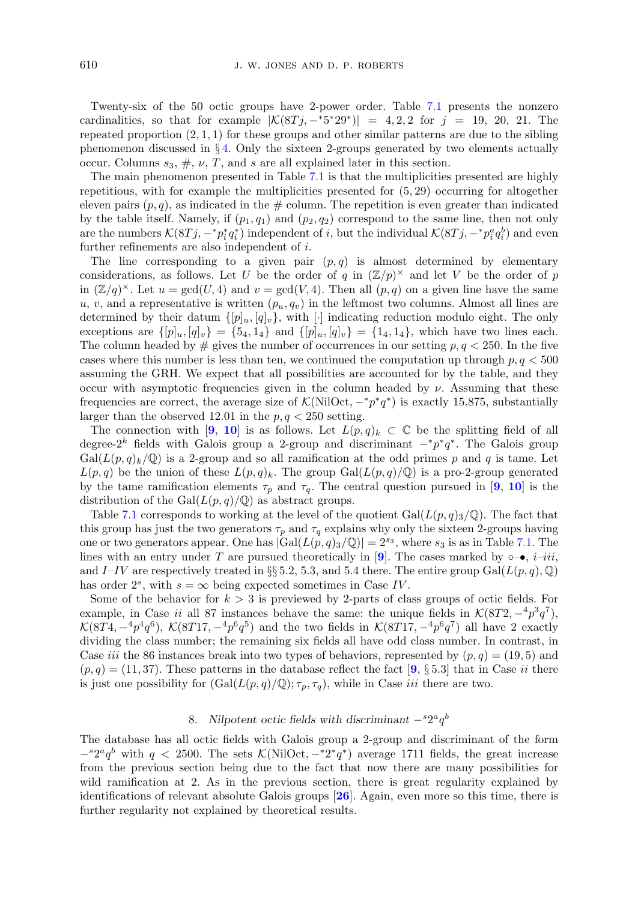Twenty-six of the 50 octic groups have 2-power order. Table 7.1 presents the nonzero cardinalities, so that for example $|\mathcal{K}(8Tj, -^*5^*29^*)| = 4, 2, 2$ for $j = 19, 20, 21$. The repeated proportion $(2, 1, 1)$ for these groups and other similar patterns are due to the sibling phenomenon discussed in § 4. Only the sixteen 2-groups generated by two elements actually occur. Columns $s_3$, #, $\nu$, $T$, and $s$ are all explained later in this section.

The main phenomenon presented in Table 7.1 is that the multiplicities presented are highly repetitious, with for example the multiplicities presented for $(5, 29)$ occurring for altogether eleven pairs $(p, q)$, as indicated in the # column. The repetition is even greater than indicated by the table itself. Namely, if $(p_1, q_1)$ and $(p_2, q_2)$ correspond to the same line, then not only are the numbers $\mathcal{K}(8Tj, -^*p_i^*q_i^*)$ independent of $i$, but the individual $\mathcal{K}(8Tj, -^*p_i^a q_i^b)$ and even further refinements are also independent of $i$.

The line corresponding to a given pair $(p, q)$ is almost determined by elementary considerations, as follows. Let $U$ be the order of $q$ in $(\mathbb{Z}/p)^\times$ and let $V$ be the order of $p$ in $(\mathbb{Z}/q)^\times$. Let $u = \gcd(U, 4)$ and $v = \gcd(V, 4)$. Then all $(p, q)$ on a given line have the same $u$, $v$, and a representative is written $(p_u, q_v)$ in the leftmost two columns. Almost all lines are determined by their datum $\{[p]_u, [q]_v\}$, with $[\cdot]$ indicating reduction modulo eight. The only exceptions are $\{[p]_u, [q]_v\} = \{5_4, 1_4\}$ and $\{[p]_u, [q]_v\} = \{1_4, 1_4\}$, which have two lines each. The column headed by # gives the number of occurrences in our setting $p, q < 250$. In the five cases where this number is less than ten, we continued the computation up through $p, q < 500$ assuming the GRH. We expect that all possibilities are accounted for by the table, and they occur with asymptotic frequencies given in the column headed by $\nu$. Assuming that these frequencies are correct, the average size of $\mathcal{K}(\text{NilOct}, -^*p^*q^*)$ is exactly 15.875, substantially larger than the observed 12.01 in the $p, q < 250$ setting.

The connection with [9, 10] is as follows. Let $L(p, q)_k \subset \mathbb{C}$ be the splitting field of all degree-$2^k$ fields with Galois group a 2-group and discriminant $-^*p^*q^*$. The Galois group $\text{Gal}(L(p, q)_k/\mathbb{Q})$ is a 2-group and so all ramification at the odd primes $p$ and $q$ is tame. Let $L(p, q)$ be the union of these $L(p, q)_k$. The group $\text{Gal}(L(p, q)/\mathbb{Q})$ is a pro-2-group generated by the tame ramification elements $\tau_p$ and $\tau_q$. The central question pursued in [9, 10] is the distribution of the $\text{Gal}(L(p, q)/\mathbb{Q})$ as abstract groups.

Table 7.1 corresponds to working at the level of the quotient $\text{Gal}(L(p, q)_3/\mathbb{Q})$. The fact that this group has just the two generators $\tau_p$ and $\tau_q$ explains why only the sixteen 2-groups having one or two generators appear. One has $|\text{Gal}(L(p, q)_3/\mathbb{Q})| = 2^{s_3}$, where $s_3$ is as in Table 7.1. The lines with an entry under $T$ are pursued theoretically in [9]. The cases marked by ∘–•, *i*–*iii*, and *I*–*IV* are respectively treated in §§ 5.2, 5.3, and 5.4 there. The entire group $\text{Gal}(L(p, q), \mathbb{Q})$ has order $2^s$, with $s = \infty$ being expected sometimes in Case *IV*.

Some of the behavior for $k > 3$ is previewed by 2-parts of class groups of octic fields. For example, in Case *ii* all 87 instances behave the same: the unique fields in $\mathcal{K}(8T2, -^4p^3q^7)$, $\mathcal{K}(8T4, -^4p^4q^6)$, $\mathcal{K}(8T17, -^4p^6q^5)$ and the two fields in $\mathcal{K}(8T17, -^4p^6q^7)$ all have 2 exactly dividing the class number; the remaining six fields all have odd class number. In contrast, in Case *iii* the 86 instances break into two types of behaviors, represented by $(p, q) = (19, 5)$ and $(p, q) = (11, 37)$. These patterns in the database reflect the fact [9, § 5.3] that in Case *ii* there is just one possibility for $(\text{Gal}(L(p, q)/\mathbb{Q}); \tau_p, \tau_q)$, while in Case *iii* there are two.

## 8. *Nilpotent octic fields with discriminant* $-^s2^aq^b$

The database has all octic fields with Galois group a 2-group and discriminant of the form $-^s2^aq^b$ with $q < 2500$. The sets $\mathcal{K}(\text{NilOct}, -^*2^*q^*)$ average 1711 fields, the great increase from the previous section being due to the fact that now there are many possibilities for wild ramification at 2. As in the previous section, there is great regularity explained by identifications of relevant absolute Galois groups [26]. Again, even more so this time, there is further regularity not explained by theoretical results.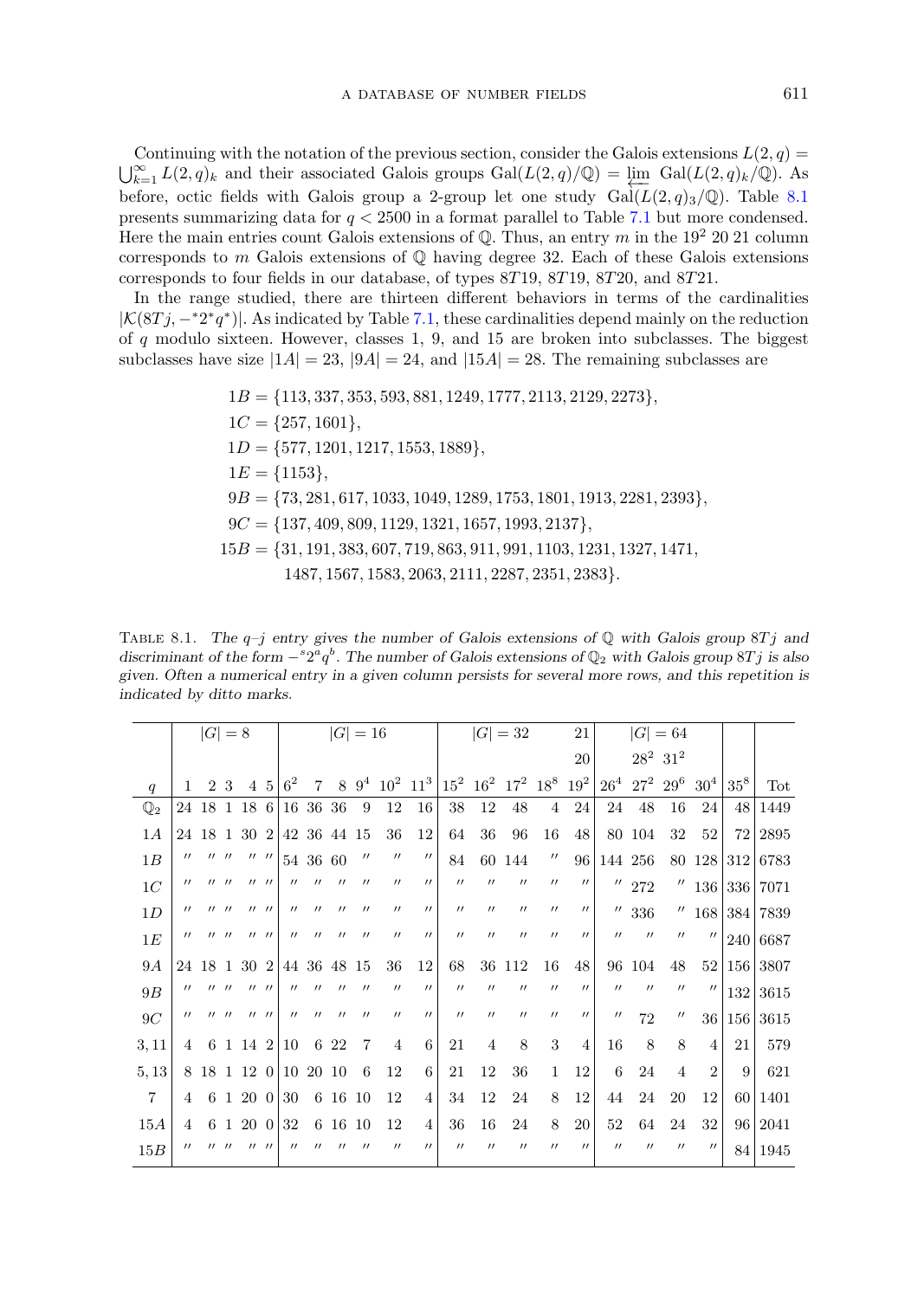Continuing with the notation of the previous section, consider the Galois extensions $L(2,q) = \bigcup_{k=1}^{\infty} L(2,q)_k$ and their associated Galois groups $\mathrm{Gal}(L(2,q)/\mathbb{Q}) = \varprojlim \mathrm{Gal}(L(2,q)_k/\mathbb{Q})$. As before, octic fields with Galois group a 2-group let one study $\mathrm{Gal}(L(2,q)_3/\mathbb{Q})$. Table 8.1 presents summarizing data for $q < 2500$ in a format parallel to Table 7.1 but more condensed. Here the main entries count Galois extensions of $\mathbb{Q}$. Thus, an entry $m$ in the $19^2$ 20 21 column corresponds to $m$ Galois extensions of $\mathbb{Q}$ having degree 32. Each of these Galois extensions corresponds to four fields in our database, of types $8T19$, $8T19$, $8T20$, and $8T21$.

In the range studied, there are thirteen different behaviors in terms of the cardinalities $|\mathcal{K}(8Tj, -^{*}2^{*}q^{*})|$. As indicated by Table 7.1, these cardinalities depend mainly on the reduction of $q$ modulo sixteen. However, classes 1, 9, and 15 are broken into subclasses. The biggest subclasses have size $|1A| = 23$, $|9A| = 24$, and $|15A| = 28$. The remaining subclasses are

$$
\begin{aligned}
1B &= \{113, 337, 353, 593, 881, 1249, 1777, 2113, 2129, 2273\},\\
1C &= \{257, 1601\},\\
1D &= \{577, 1201, 1217, 1553, 1889\},\\
1E &= \{1153\},\\
9B &= \{73, 281, 617, 1033, 1049, 1289, 1753, 1801, 1913, 2281, 2393\},\\
9C &= \{137, 409, 809, 1129, 1321, 1657, 1993, 2137\},\\
15B &= \{31, 191, 383, 607, 719, 863, 911, 991, 1103, 1231, 1327, 1471,\\
&\qquad 1487, 1567, 1583, 2063, 2111, 2287, 2351, 2383\}.
\end{aligned}
$$

TABLE 8.1. *The $q$–$j$ entry gives the number of Galois extensions of $\mathbb{Q}$ with Galois group $8Tj$ and discriminant of the form $-^{s}2^{a}q^{b}$. The number of Galois extensions of $\mathbb{Q}_2$ with Galois group $8Tj$ is also given. Often a numerical entry in a given column persists for several more rows, and this repetition is indicated by ditto marks.*

| | $\lvert G\rvert = 8$ | | | | | $\lvert G\rvert = 16$ | | | | | | $\lvert G\rvert = 32$ | | | | 21 | $\lvert G\rvert = 64$ | | | | | |
|---|---|---|---|---|---|---|---|---|---|---|---|---|---|---|---|---|---|---|---|---|---|---|
| | | | | | | | | | | | | | | | | 20 | | $28^2$ | $31^2$ | | | |
| $q$ | 1 | 2 | 3 | 4 | 5 | $6^2$ | 7 | 8 | $9^4$ | $10^2$ | $11^3$ | $15^2$ | $16^2$ | $17^2$ | $18^8$ | $19^2$ | $26^4$ | $27^2$ | $29^6$ | $30^4$ | $35^8$ | Tot |
| $\mathbb{Q}_2$ | 24 | 18 | 1 | 18 | 6 | 16 | 36 | 36 | 9 | 12 | 16 | 38 | 12 | 48 | 4 | 24 | 24 | 48 | 16 | 24 | 48 | 1449 |
| $1A$ | 24 | 18 | 1 | 30 | 2 | 42 | 36 | 44 | 15 | 36 | 12 | 64 | 36 | 96 | 16 | 48 | 80 | 104 | 32 | 52 | 72 | 2895 |
| $1B$ | ″ | ″ | ″ | ″ | ″ | 54 | 36 | 60 | ″ | ″ | ″ | 84 | 60 | 144 | ″ | 96 | 144 | 256 | 80 | 128 | 312 | 6783 |
| $1C$ | ″ | ″ | ″ | ″ | ″ | ″ | ″ | ″ | ″ | ″ | ″ | ″ | ″ | ″ | ″ | ″ | ″ | 272 | ″ | 136 | 336 | 7071 |
| $1D$ | ″ | ″ | ″ | ″ | ″ | ″ | ″ | ″ | ″ | ″ | ″ | ″ | ″ | ″ | ″ | ″ | ″ | 336 | ″ | 168 | 384 | 7839 |
| $1E$ | ″ | ″ | ″ | ″ | ″ | ″ | ″ | ″ | ″ | ″ | ″ | ″ | ″ | ″ | ″ | ″ | ″ | ″ | ″ | ″ | 240 | 6687 |
| $9A$ | 24 | 18 | 1 | 30 | 2 | 44 | 36 | 48 | 15 | 36 | 12 | 68 | 36 | 112 | 16 | 48 | 96 | 104 | 48 | 52 | 156 | 3807 |
| $9B$ | ″ | ″ | ″ | ″ | ″ | ″ | ″ | ″ | ″ | ″ | ″ | ″ | ″ | ″ | ″ | ″ | ″ | ″ | ″ | ″ | 132 | 3615 |
| $9C$ | ″ | ″ | ″ | ″ | ″ | ″ | ″ | ″ | ″ | ″ | ″ | ″ | ″ | ″ | ″ | ″ | ″ | 72 | ″ | 36 | 156 | 3615 |
| 3, 11 | 4 | 6 | 1 | 14 | 2 | 10 | 6 | 22 | 7 | 4 | 6 | 21 | 4 | 8 | 3 | 4 | 16 | 8 | 8 | 4 | 21 | 579 |
| 5, 13 | 8 | 18 | 1 | 12 | 0 | 10 | 20 | 10 | 6 | 12 | 6 | 21 | 12 | 36 | 1 | 12 | 6 | 24 | 4 | 2 | 9 | 621 |
| 7 | 4 | 6 | 1 | 20 | 0 | 30 | 6 | 16 | 10 | 12 | 4 | 34 | 12 | 24 | 8 | 12 | 44 | 24 | 20 | 12 | 60 | 1401 |
| $15A$ | 4 | 6 | 1 | 20 | 0 | 32 | 6 | 16 | 10 | 12 | 4 | 36 | 16 | 24 | 8 | 20 | 52 | 64 | 24 | 32 | 96 | 2041 |
| $15B$ | ″ | ″ | ″ | ″ | ″ | ″ | ″ | ″ | ″ | ″ | ″ | ″ | ″ | ″ | ″ | ″ | ″ | ″ | ″ | ″ | 84 | 1945 |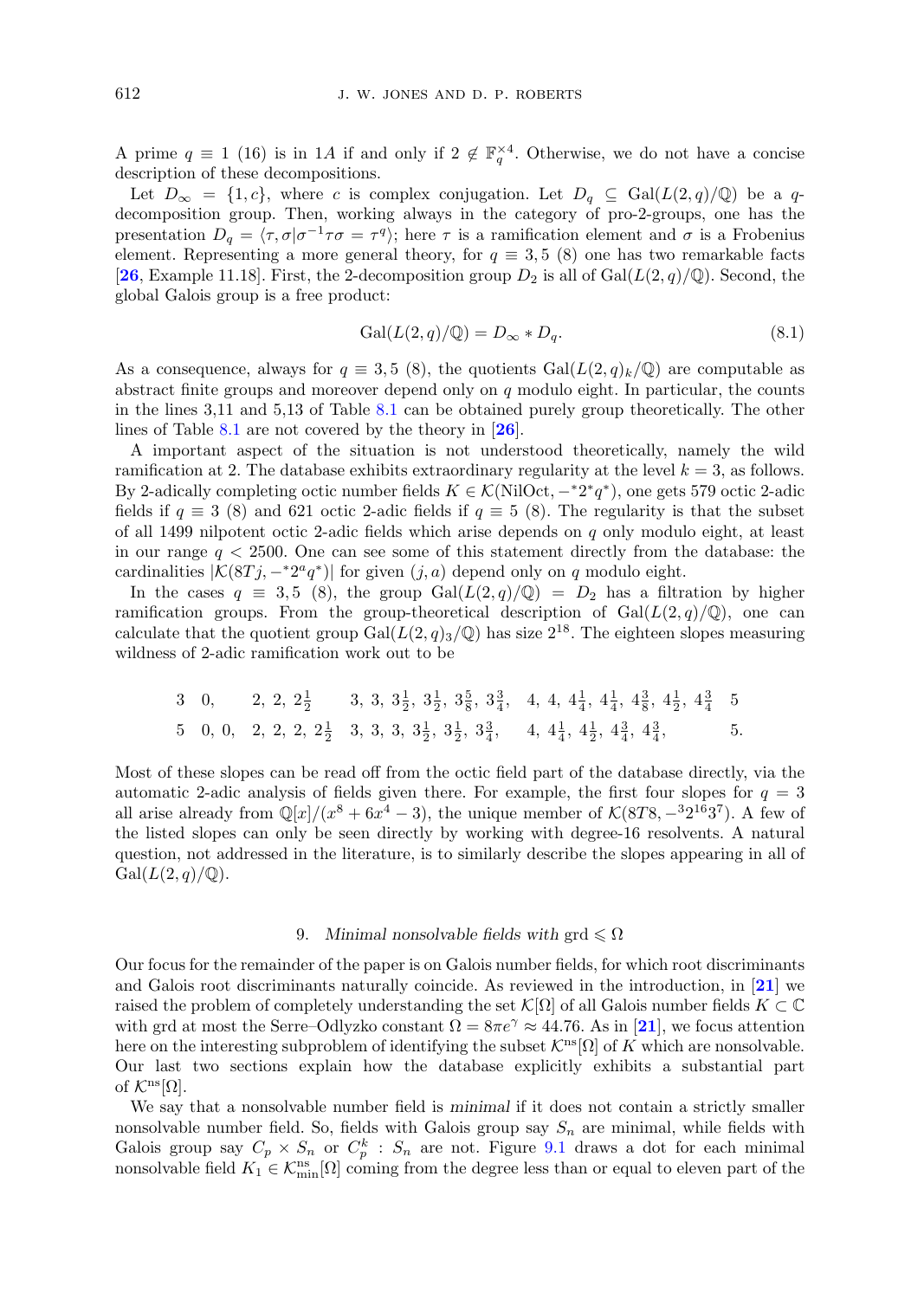A prime $q \equiv 1$ (16) is in $1A$ if and only if $2 \notin \mathbb{F}_q^{\times 4}$. Otherwise, we do not have a concise description of these decompositions.

Let $D_\infty = \{1, c\}$, where $c$ is complex conjugation. Let $D_q \subseteq \mathrm{Gal}(L(2,q)/\mathbb{Q})$ be a $q$-decomposition group. Then, working always in the category of pro-2-groups, one has the presentation $D_q = \langle \tau, \sigma | \sigma^{-1}\tau\sigma = \tau^q \rangle$; here $\tau$ is a ramification element and $\sigma$ is a Frobenius element. Representing a more general theory, for $q \equiv 3, 5$ (8) one has two remarkable facts [26, Example 11.18]. First, the 2-decomposition group $D_2$ is all of $\mathrm{Gal}(L(2,q)/\mathbb{Q})$. Second, the global Galois group is a free product:

$$\mathrm{Gal}(L(2,q)/\mathbb{Q}) = D_\infty * D_q. \tag{8.1}$$

As a consequence, always for $q \equiv 3, 5$ (8), the quotients $\mathrm{Gal}(L(2,q)_k/\mathbb{Q})$ are computable as abstract finite groups and moreover depend only on $q$ modulo eight. In particular, the counts in the lines 3,11 and 5,13 of Table 8.1 can be obtained purely group theoretically. The other lines of Table 8.1 are not covered by the theory in [26].

A important aspect of the situation is not understood theoretically, namely the wild ramification at 2. The database exhibits extraordinary regularity at the level $k = 3$, as follows. By 2-adically completing octic number fields $K \in \mathcal{K}(\mathrm{NilOct}, -^*2^*q^*)$, one gets 579 octic 2-adic fields if $q \equiv 3$ (8) and 621 octic 2-adic fields if $q \equiv 5$ (8). The regularity is that the subset of all 1499 nilpotent octic 2-adic fields which arise depends on $q$ only modulo eight, at least in our range $q < 2500$. One can see some of this statement directly from the database: the cardinalities $|\mathcal{K}(8Tj, -^*2^a q^*)|$ for given $(j, a)$ depend only on $q$ modulo eight.

In the cases $q \equiv 3, 5$ (8), the group $\mathrm{Gal}(L(2,q)/\mathbb{Q}) = D_2$ has a filtration by higher ramification groups. From the group-theoretical description of $\mathrm{Gal}(L(2,q)/\mathbb{Q})$, one can calculate that the quotient group $\mathrm{Gal}(L(2,q)_3/\mathbb{Q})$ has size $2^{18}$. The eighteen slopes measuring wildness of 2-adic ramification work out to be

$$\begin{array}{llllll}
3 & 0, & 2,\ 2,\ 2\tfrac{1}{2} & 3,\ 3,\ 3\tfrac{1}{2},\ 3\tfrac{1}{2},\ 3\tfrac{5}{8},\ 3\tfrac{3}{4}, & 4,\ 4,\ 4\tfrac{1}{4},\ 4\tfrac{1}{4},\ 4\tfrac{3}{8},\ 4\tfrac{1}{2},\ 4\tfrac{3}{4} & 5 \\
5 & 0,\ 0, & 2,\ 2,\ 2,\ 2\tfrac{1}{2} & 3,\ 3,\ 3,\ 3\tfrac{1}{2},\ 3\tfrac{1}{2},\ 3\tfrac{3}{4}, & 4,\ 4\tfrac{1}{4},\ 4\tfrac{1}{2},\ 4\tfrac{3}{4},\ 4\tfrac{3}{4}, & 5.
\end{array}$$

Most of these slopes can be read off from the octic field part of the database directly, via the automatic 2-adic analysis of fields given there. For example, the first four slopes for $q = 3$ all arise already from $\mathbb{Q}[x]/(x^8 + 6x^4 - 3)$, the unique member of $\mathcal{K}(8T8, -^3 2^{16} 3^7)$. A few of the listed slopes can only be seen directly by working with degree-16 resolvents. A natural question, not addressed in the literature, is to similarly describe the slopes appearing in all of $\mathrm{Gal}(L(2,q)/\mathbb{Q})$.

## 9. *Minimal nonsolvable fields with* grd $\leqslant \Omega$

Our focus for the remainder of the paper is on Galois number fields, for which root discriminants and Galois root discriminants naturally coincide. As reviewed in the introduction, in [21] we raised the problem of completely understanding the set $\mathcal{K}[\Omega]$ of all Galois number fields $K \subset \mathbb{C}$ with grd at most the Serre–Odlyzko constant $\Omega = 8\pi e^\gamma \approx 44.76$. As in [21], we focus attention here on the interesting subproblem of identifying the subset $\mathcal{K}^{\mathrm{ns}}[\Omega]$ of $K$ which are nonsolvable. Our last two sections explain how the database explicitly exhibits a substantial part of $\mathcal{K}^{\mathrm{ns}}[\Omega]$.

We say that a nonsolvable number field is *minimal* if it does not contain a strictly smaller nonsolvable number field. So, fields with Galois group say $S_n$ are minimal, while fields with Galois group say $C_p \times S_n$ or $C_p^k : S_n$ are not. Figure 9.1 draws a dot for each minimal nonsolvable field $K_1 \in \mathcal{K}^{\mathrm{ns}}_{\mathrm{min}}[\Omega]$ coming from the degree less than or equal to eleven part of the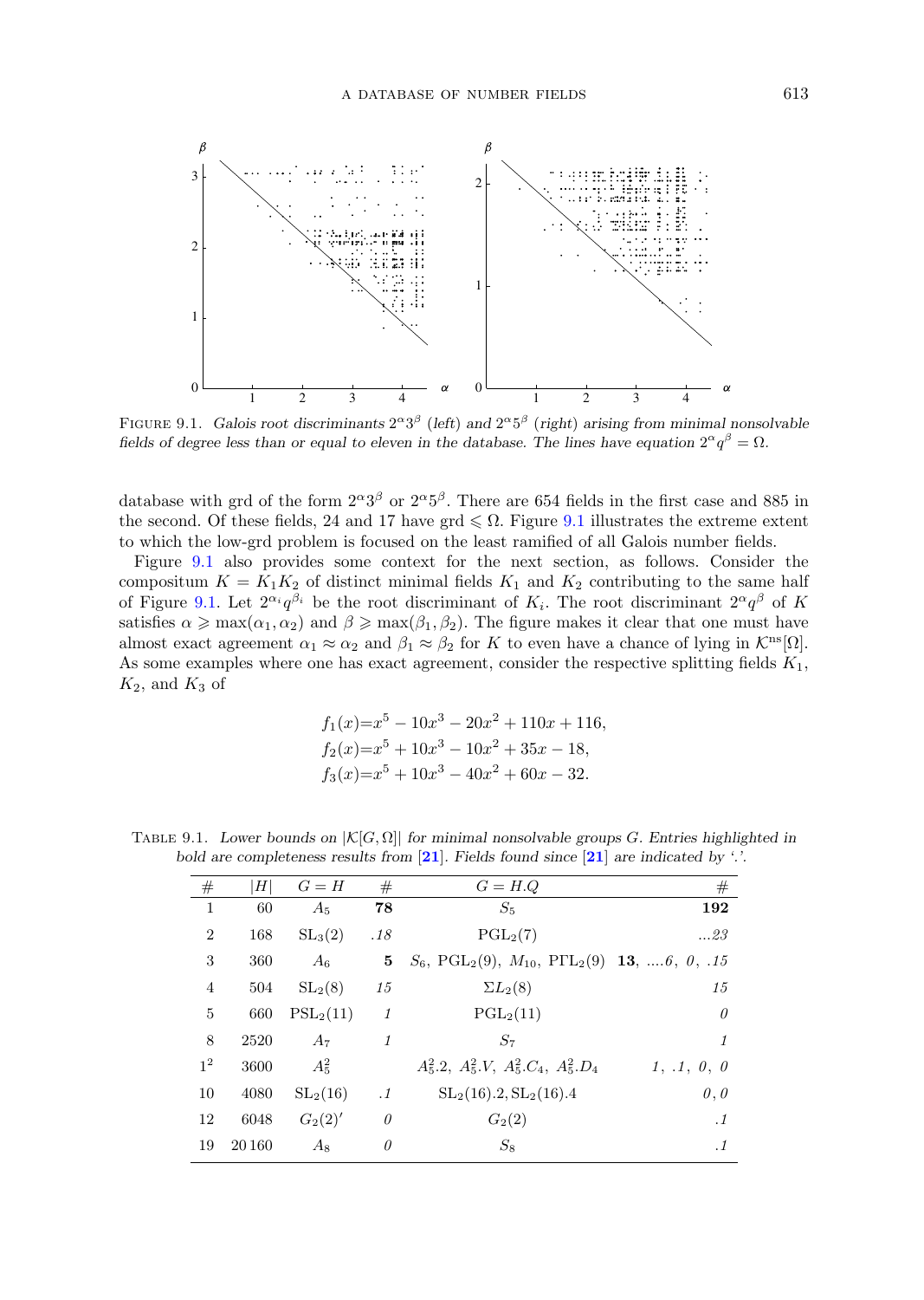FIGURE 9.1. *Galois root discriminants $2^\alpha 3^\beta$ (left) and $2^\alpha 5^\beta$ (right) arising from minimal nonsolvable fields of degree less than or equal to eleven in the database. The lines have equation $2^\alpha q^\beta = \Omega$.*

database with grd of the form $2^\alpha 3^\beta$ or $2^\alpha 5^\beta$. There are 654 fields in the first case and 885 in the second. Of these fields, 24 and 17 have grd $\leqslant \Omega$. Figure 9.1 illustrates the extreme extent to which the low-grd problem is focused on the least ramified of all Galois number fields.

Figure 9.1 also provides some context for the next section, as follows. Consider the compositum $K = K_1 K_2$ of distinct minimal fields $K_1$ and $K_2$ contributing to the same half of Figure 9.1. Let $2^{\alpha_i} q^{\beta_i}$ be the root discriminant of $K_i$. The root discriminant $2^\alpha q^\beta$ of $K$ satisfies $\alpha \geqslant \max(\alpha_1, \alpha_2)$ and $\beta \geqslant \max(\beta_1, \beta_2)$. The figure makes it clear that one must have almost exact agreement $\alpha_1 \approx \alpha_2$ and $\beta_1 \approx \beta_2$ for $K$ to even have a chance of lying in $\mathcal{K}^{\mathrm{ns}}[\Omega]$. As some examples where one has exact agreement, consider the respective splitting fields $K_1$, $K_2$, and $K_3$ of

$$f_1(x) = x^5 - 10x^3 - 20x^2 + 110x + 116,$$
$$f_2(x) = x^5 + 10x^3 - 10x^2 + 35x - 18,$$
$$f_3(x) = x^5 + 10x^3 - 40x^2 + 60x - 32.$$

TABLE 9.1. *Lower bounds on $|\mathcal{K}[G, \Omega]|$ for minimal nonsolvable groups $G$. Entries highlighted in bold are completeness results from [21]. Fields found since [21] are indicated by '.'.*

| # | $\lvert H\rvert$ | $G = H$ | # | $G = H.Q$ | # |
|---|---|---|---|---|---|
| 1 | 60 | $A_5$ | **78** | $S_5$ | **192** |
| 2 | 168 | $\mathrm{SL}_3(2)$ | *.18* | $\mathrm{PGL}_2(7)$ | *...23* |
| 3 | 360 | $A_6$ | **5** | $S_6$, $\mathrm{PGL}_2(9)$, $M_{10}$, $\mathrm{P\Gamma L}_2(9)$ | **13**, *....6*, *0*, *.15* |
| 4 | 504 | $\mathrm{SL}_2(8)$ | *15* | $\Sigma L_2(8)$ | *15* |
| 5 | 660 | $\mathrm{PSL}_2(11)$ | *1* | $\mathrm{PGL}_2(11)$ | *0* |
| 8 | 2520 | $A_7$ | *1* | $S_7$ | *1* |
| $1^2$ | 3600 | $A_5^2$ | | $A_5^2.2$, $A_5^2.V$, $A_5^2.C_4$, $A_5^2.D_4$ | *1*, *.1*, *0*, *0* |
| 10 | 4080 | $\mathrm{SL}_2(16)$ | *.1* | $\mathrm{SL}_2(16).2, \mathrm{SL}_2(16).4$ | *0, 0* |
| 12 | 6048 | $G_2(2)'$ | *0* | $G_2(2)$ | *.1* |
| 19 | 20 160 | $A_8$ | *0* | $S_8$ | *.1* |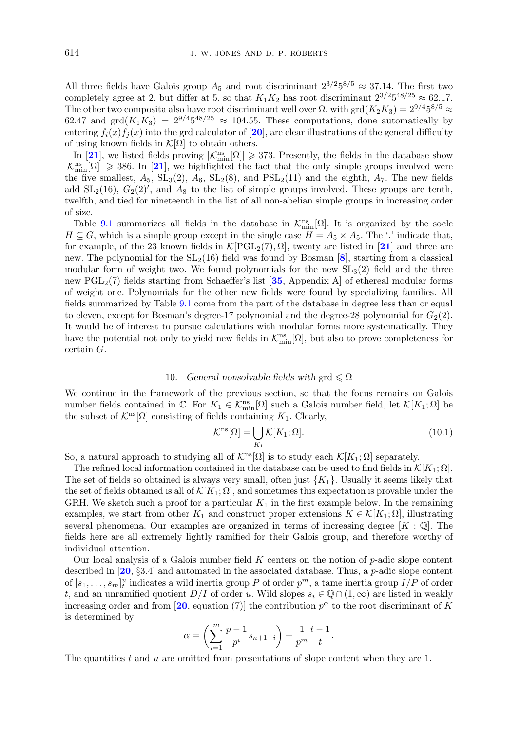All three fields have Galois group $A_5$ and root discriminant $2^{3/2}5^{8/5} \approx 37.14$. The first two completely agree at 2, but differ at 5, so that $K_1K_2$ has root discriminant $2^{3/2}5^{48/25} \approx 62.17$. The other two composita also have root discriminant well over $\Omega$, with $\mathrm{grd}(K_2K_3) = 2^{9/4}5^{8/5} \approx 62.47$ and $\mathrm{grd}(K_1K_3) = 2^{9/4}5^{48/25} \approx 104.55$. These computations, done automatically by entering $f_i(x)f_j(x)$ into the grd calculator of [20], are clear illustrations of the general difficulty of using known fields in $\mathcal{K}[\Omega]$ to obtain others.

In [21], we listed fields proving $|\mathcal{K}^{\mathrm{ns}}_{\mathrm{min}}[\Omega]| \geqslant 373$. Presently, the fields in the database show $|\mathcal{K}^{\mathrm{ns}}_{\mathrm{min}}[\Omega]| \geqslant 386$. In [21], we highlighted the fact that the only simple groups involved were the five smallest, $A_5$, $\mathrm{SL}_3(2)$, $A_6$, $\mathrm{SL}_2(8)$, and $\mathrm{PSL}_2(11)$ and the eighth, $A_7$. The new fields add $\mathrm{SL}_2(16)$, $G_2(2)'$, and $A_8$ to the list of simple groups involved. These groups are tenth, twelfth, and tied for nineteenth in the list of all non-abelian simple groups in increasing order of size.

Table 9.1 summarizes all fields in the database in $\mathcal{K}^{\mathrm{ns}}_{\mathrm{min}}[\Omega]$. It is organized by the socle $H \subseteq G$, which is a simple group except in the single case $H = A_5 \times A_5$. The '.' indicate that, for example, of the 23 known fields in $\mathcal{K}[\mathrm{PGL}_2(7), \Omega]$, twenty are listed in [21] and three are new. The polynomial for the $\mathrm{SL}_2(16)$ field was found by Bosman [8], starting from a classical modular form of weight two. We found polynomials for the new $\mathrm{SL}_3(2)$ field and the three new $\mathrm{PGL}_2(7)$ fields starting from Schaeffer's list [35, Appendix A] of ethereal modular forms of weight one. Polynomials for the other new fields were found by specializing families. All fields summarized by Table 9.1 come from the part of the database in degree less than or equal to eleven, except for Bosman's degree-17 polynomial and the degree-28 polynomial for $G_2(2)$. It would be of interest to pursue calculations with modular forms more systematically. They have the potential not only to yield new fields in $\mathcal{K}^{\mathrm{ns}}_{\mathrm{min}}[\Omega]$, but also to prove completeness for certain $G$.

## 10. *General nonsolvable fields with* grd $\leqslant \Omega$

We continue in the framework of the previous section, so that the focus remains on Galois number fields contained in $\mathbb{C}$. For $K_1 \in \mathcal{K}^{\mathrm{ns}}_{\mathrm{min}}[\Omega]$ such a Galois number field, let $\mathcal{K}[K_1; \Omega]$ be the subset of $\mathcal{K}^{\mathrm{ns}}[\Omega]$ consisting of fields containing $K_1$. Clearly,

$$\mathcal{K}^{\mathrm{ns}}[\Omega] = \bigcup_{K_1} \mathcal{K}[K_1; \Omega]. \tag{10.1}$$

So, a natural approach to studying all of $\mathcal{K}^{\mathrm{ns}}[\Omega]$ is to study each $\mathcal{K}[K_1; \Omega]$ separately.

The refined local information contained in the database can be used to find fields in $\mathcal{K}[K_1; \Omega]$. The set of fields so obtained is always very small, often just $\{K_1\}$. Usually it seems likely that the set of fields obtained is all of $\mathcal{K}[K_1; \Omega]$, and sometimes this expectation is provable under the GRH. We sketch such a proof for a particular $K_1$ in the first example below. In the remaining examples, we start from other $K_1$ and construct proper extensions $K \in \mathcal{K}[K_1; \Omega]$, illustrating several phenomena. Our examples are organized in terms of increasing degree $[K : \mathbb{Q}]$. The fields here are all extremely lightly ramified for their Galois group, and therefore worthy of individual attention.

Our local analysis of a Galois number field $K$ centers on the notion of $p$-adic slope content described in [20, §3.4] and automated in the associated database. Thus, a $p$-adic slope content of $[s_1, \ldots, s_m]^u_t$ indicates a wild inertia group $P$ of order $p^m$, a tame inertia group $I/P$ of order $t$, and an unramified quotient $D/I$ of order $u$. Wild slopes $s_i \in \mathbb{Q} \cap (1, \infty)$ are listed in weakly increasing order and from [20, equation (7)] the contribution $p^\alpha$ to the root discriminant of $K$ is determined by

$$\alpha = \left( \sum_{i=1}^{m} \frac{p-1}{p^i} s_{n+1-i} \right) + \frac{1}{p^m} \frac{t-1}{t}.$$

The quantities $t$ and $u$ are omitted from presentations of slope content when they are 1.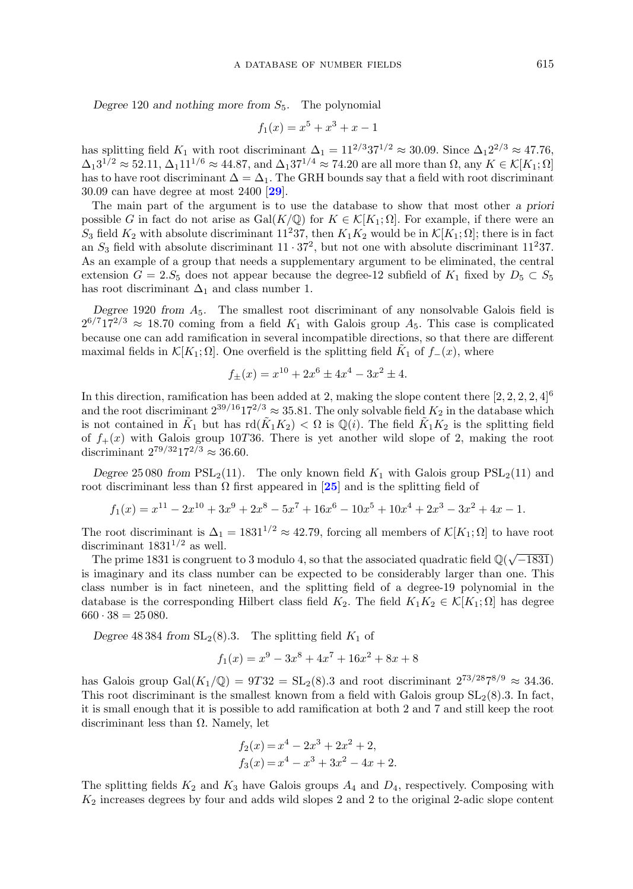*Degree* 120 *and nothing more from* $S_5$. The polynomial

$$f_1(x) = x^5 + x^3 + x - 1$$

has splitting field $K_1$ with root discriminant $\Delta_1 = 11^{2/3}37^{1/2} \approx 30.09$. Since $\Delta_1 2^{2/3} \approx 47.76$, $\Delta_1 3^{1/2} \approx 52.11$, $\Delta_1 11^{1/6} \approx 44.87$, and $\Delta_1 37^{1/4} \approx 74.20$ are all more than $\Omega$, any $K \in \mathcal{K}[K_1; \Omega]$ has to have root discriminant $\Delta = \Delta_1$. The GRH bounds say that a field with root discriminant 30.09 can have degree at most 2400 [**29**].

The main part of the argument is to use the database to show that most other *a priori* possible $G$ in fact do not arise as $\mathrm{Gal}(K/\mathbb{Q})$ for $K \in \mathcal{K}[K_1; \Omega]$. For example, if there were an $S_3$ field $K_2$ with absolute discriminant $11^2 37$, then $K_1 K_2$ would be in $\mathcal{K}[K_1; \Omega]$; there is in fact an $S_3$ field with absolute discriminant $11 \cdot 37^2$, but not one with absolute discriminant $11^2 37$. As an example of a group that needs a supplementary argument to be eliminated, the central extension $G = 2.S_5$ does not appear because the degree-12 subfield of $K_1$ fixed by $D_5 \subset S_5$ has root discriminant $\Delta_1$ and class number 1.

*Degree* 1920 *from* $A_5$. The smallest root discriminant of any nonsolvable Galois field is $2^{6/7}17^{2/3} \approx 18.70$ coming from a field $K_1$ with Galois group $A_5$. This case is complicated because one can add ramification in several incompatible directions, so that there are different maximal fields in $\mathcal{K}[K_1; \Omega]$. One overfield is the splitting field $\tilde{K}_1$ of $f_-(x)$, where

$$f_\pm(x) = x^{10} + 2x^6 \pm 4x^4 - 3x^2 \pm 4.$$

In this direction, ramification has been added at 2, making the slope content there $[2, 2, 2, 2, 4]^6$ and the root discriminant $2^{39/16}17^{2/3} \approx 35.81$. The only solvable field $K_2$ in the database which is not contained in $\tilde{K}_1$ but has $\mathrm{rd}(\tilde{K}_1 K_2) < \Omega$ is $\mathbb{Q}(i)$. The field $\tilde{K}_1 K_2$ is the splitting field of $f_+(x)$ with Galois group $10T36$. There is yet another wild slope of 2, making the root discriminant $2^{79/32}17^{2/3} \approx 36.60$.

*Degree* 25 080 *from* $\mathrm{PSL}_2(11)$. The only known field $K_1$ with Galois group $\mathrm{PSL}_2(11)$ and root discriminant less than $\Omega$ first appeared in [**25**] and is the splitting field of

$$f_1(x) = x^{11} - 2x^{10} + 3x^9 + 2x^8 - 5x^7 + 16x^6 - 10x^5 + 10x^4 + 2x^3 - 3x^2 + 4x - 1.$$

The root discriminant is $\Delta_1 = 1831^{1/2} \approx 42.79$, forcing all members of $\mathcal{K}[K_1; \Omega]$ to have root discriminant $1831^{1/2}$ as well.

The prime 1831 is congruent to 3 modulo 4, so that the associated quadratic field $\mathbb{Q}(\sqrt{-1831})$ is imaginary and its class number can be expected to be considerably larger than one. This class number is in fact nineteen, and the splitting field of a degree-19 polynomial in the database is the corresponding Hilbert class field $K_2$. The field $K_1 K_2 \in \mathcal{K}[K_1; \Omega]$ has degree $660 \cdot 38 = 25\,080$.

*Degree* 48 384 *from* $\mathrm{SL}_2(8).3$. The splitting field $K_1$ of

$$f_1(x) = x^9 - 3x^8 + 4x^7 + 16x^2 + 8x + 8$$

has Galois group $\mathrm{Gal}(K_1/\mathbb{Q}) = 9T32 = \mathrm{SL}_2(8).3$ and root discriminant $2^{73/28}7^{8/9} \approx 34.36$. This root discriminant is the smallest known from a field with Galois group $\mathrm{SL}_2(8).3$. In fact, it is small enough that it is possible to add ramification at both 2 and 7 and still keep the root discriminant less than $\Omega$. Namely, let

$$f_2(x) = x^4 - 2x^3 + 2x^2 + 2,$$
$$f_3(x) = x^4 - x^3 + 3x^2 - 4x + 2.$$

The splitting fields $K_2$ and $K_3$ have Galois groups $A_4$ and $D_4$, respectively. Composing with $K_2$ increases degrees by four and adds wild slopes 2 and 2 to the original 2-adic slope content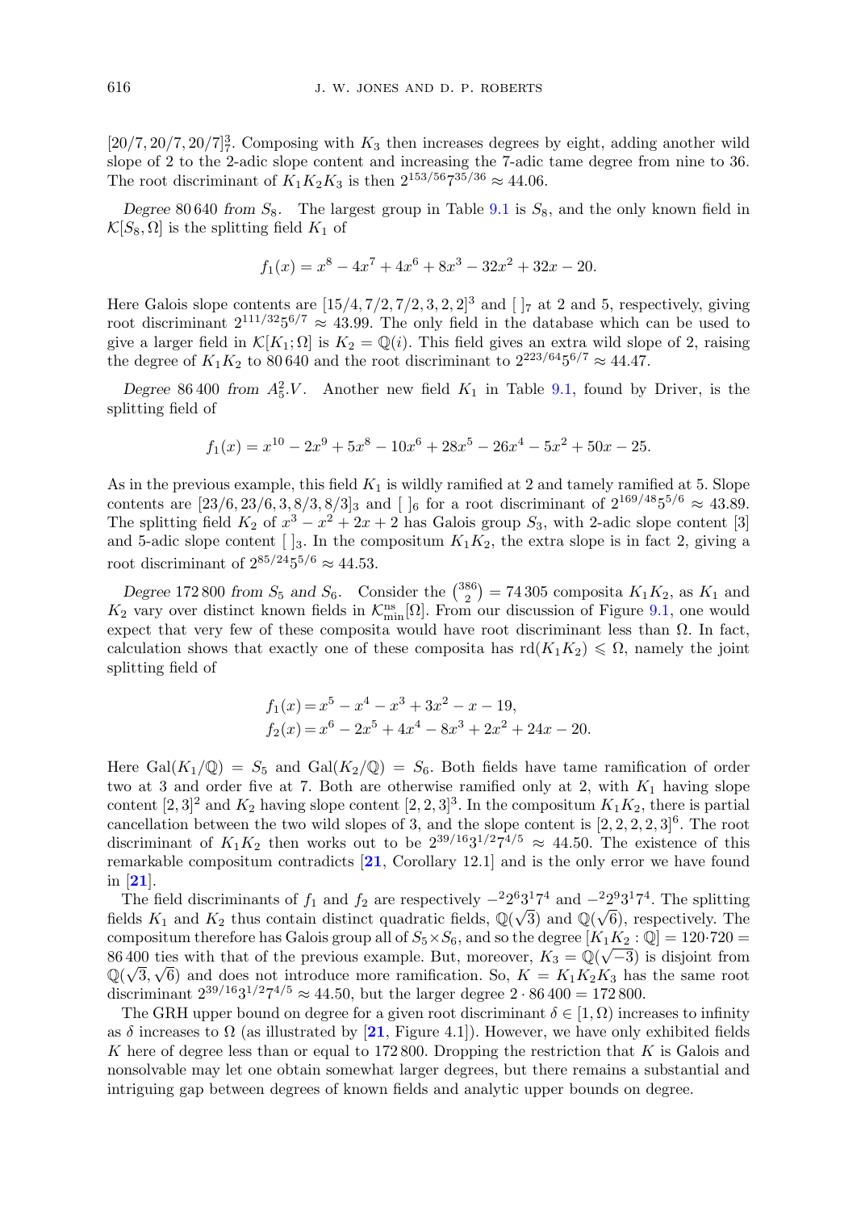$[20/7, 20/7, 20/7]_7^3$. Composing with $K_3$ then increases degrees by eight, adding another wild slope of 2 to the 2-adic slope content and increasing the 7-adic tame degree from nine to 36. The root discriminant of $K_1K_2K_3$ is then $2^{153/56}7^{35/36} \approx 44.06$.

*Degree* 80 640 *from* $S_8$. The largest group in Table 9.1 is $S_8$, and the only known field in $\mathcal{K}[S_8, \Omega]$ is the splitting field $K_1$ of

$$f_1(x) = x^8 - 4x^7 + 4x^6 + 8x^3 - 32x^2 + 32x - 20.$$

Here Galois slope contents are $[15/4, 7/2, 7/2, 3, 2, 2]^3$ and $[\;]_7$ at 2 and 5, respectively, giving root discriminant $2^{111/32}5^{6/7} \approx 43.99$. The only field in the database which can be used to give a larger field in $\mathcal{K}[K_1; \Omega]$ is $K_2 = \mathbb{Q}(i)$. This field gives an extra wild slope of 2, raising the degree of $K_1K_2$ to 80 640 and the root discriminant to $2^{223/64}5^{6/7} \approx 44.47$.

*Degree* 86 400 *from* $A_5^2.V$. Another new field $K_1$ in Table 9.1, found by Driver, is the splitting field of

$$f_1(x) = x^{10} - 2x^9 + 5x^8 - 10x^6 + 28x^5 - 26x^4 - 5x^2 + 50x - 25.$$

As in the previous example, this field $K_1$ is wildly ramified at 2 and tamely ramified at 5. Slope contents are $[23/6, 23/6, 3, 8/3, 8/3]_3$ and $[\;]_6$ for a root discriminant of $2^{169/48}5^{5/6} \approx 43.89$. The splitting field $K_2$ of $x^3 - x^2 + 2x + 2$ has Galois group $S_3$, with 2-adic slope content $[3]$ and 5-adic slope content $[\;]_3$. In the compositum $K_1K_2$, the extra slope is in fact 2, giving a root discriminant of $2^{85/24}5^{5/6} \approx 44.53$.

*Degree* 172 800 *from* $S_5$ *and* $S_6$. Consider the $\binom{386}{2} = 74\,305$ composita $K_1K_2$, as $K_1$ and $K_2$ vary over distinct known fields in $\mathcal{K}_{\min}^{\text{ns}}[\Omega]$. From our discussion of Figure 9.1, one would expect that very few of these composita would have root discriminant less than $\Omega$. In fact, calculation shows that exactly one of these composita has $\text{rd}(K_1K_2) \leqslant \Omega$, namely the joint splitting field of

$$f_1(x) = x^5 - x^4 - x^3 + 3x^2 - x - 19,$$
$$f_2(x) = x^6 - 2x^5 + 4x^4 - 8x^3 + 2x^2 + 24x - 20.$$

Here $\text{Gal}(K_1/\mathbb{Q}) = S_5$ and $\text{Gal}(K_2/\mathbb{Q}) = S_6$. Both fields have tame ramification of order two at 3 and order five at 7. Both are otherwise ramified only at 2, with $K_1$ having slope content $[2, 3]^2$ and $K_2$ having slope content $[2, 2, 3]^3$. In the compositum $K_1K_2$, there is partial cancellation between the two wild slopes of 3, and the slope content is $[2, 2, 2, 2, 3]^6$. The root discriminant of $K_1K_2$ then works out to be $2^{39/16}3^{1/2}7^{4/5} \approx 44.50$. The existence of this remarkable compositum contradicts [21, Corollary 12.1] and is the only error we have found in [21].

The field discriminants of $f_1$ and $f_2$ are respectively $-^2 2^6 3^1 7^4$ and $-^2 2^9 3^1 7^4$. The splitting fields $K_1$ and $K_2$ thus contain distinct quadratic fields, $\mathbb{Q}(\sqrt{3})$ and $\mathbb{Q}(\sqrt{6})$, respectively. The compositum therefore has Galois group all of $S_5 \times S_6$, and so the degree $[K_1K_2 : \mathbb{Q}] = 120 \cdot 720 = 86\,400$ ties with that of the previous example. But, moreover, $K_3 = \mathbb{Q}(\sqrt{-3})$ is disjoint from $\mathbb{Q}(\sqrt{3}, \sqrt{6})$ and does not introduce more ramification. So, $K = K_1K_2K_3$ has the same root discriminant $2^{39/16}3^{1/2}7^{4/5} \approx 44.50$, but the larger degree $2 \cdot 86\,400 = 172\,800$.

The GRH upper bound on degree for a given root discriminant $\delta \in [1, \Omega)$ increases to infinity as $\delta$ increases to $\Omega$ (as illustrated by [21, Figure 4.1]). However, we have only exhibited fields $K$ here of degree less than or equal to 172 800. Dropping the restriction that $K$ is Galois and nonsolvable may let one obtain somewhat larger degrees, but there remains a substantial and intriguing gap between degrees of known fields and analytic upper bounds on degree.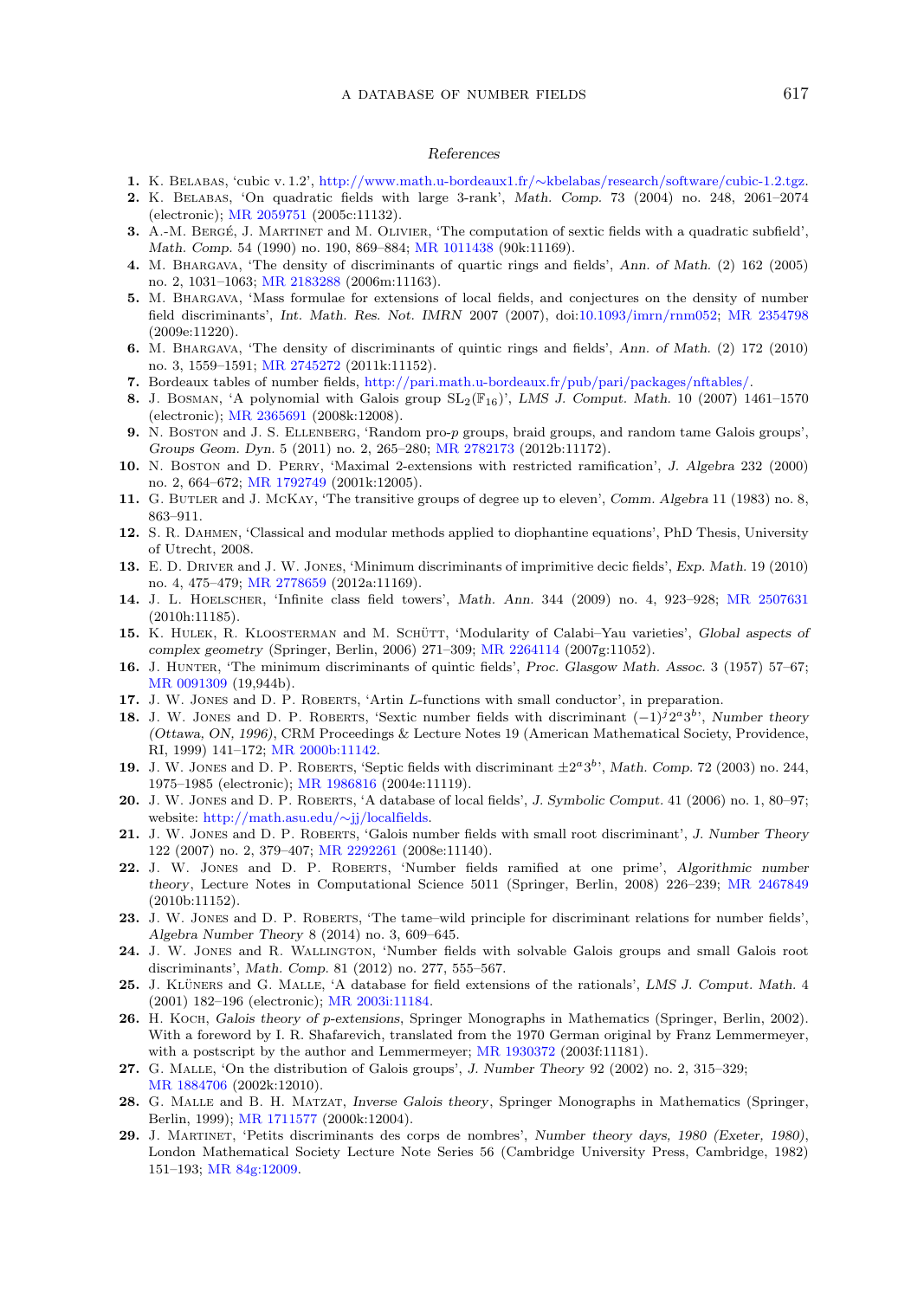## References

1. K. Belabas, 'cubic v. 1.2', http://www.math.u-bordeaux1.fr/∼kbelabas/research/software/cubic-1.2.tgz.
2. K. Belabas, 'On quadratic fields with large 3-rank', *Math. Comp.* 73 (2004) no. 248, 2061–2074 (electronic); MR 2059751 (2005c:11132).
3. A.-M. Bergé, J. Martinet and M. Olivier, 'The computation of sextic fields with a quadratic subfield', *Math. Comp.* 54 (1990) no. 190, 869–884; MR 1011438 (90k:11169).
4. M. Bhargava, 'The density of discriminants of quartic rings and fields', *Ann. of Math.* (2) 162 (2005) no. 2, 1031–1063; MR 2183288 (2006m:11163).
5. M. Bhargava, 'Mass formulae for extensions of local fields, and conjectures on the density of number field discriminants', *Int. Math. Res. Not. IMRN* 2007 (2007), doi:10.1093/imrn/rnm052; MR 2354798 (2009e:11220).
6. M. Bhargava, 'The density of discriminants of quintic rings and fields', *Ann. of Math.* (2) 172 (2010) no. 3, 1559–1591; MR 2745272 (2011k:11152).
7. Bordeaux tables of number fields, http://pari.math.u-bordeaux.fr/pub/pari/packages/nftables/.
8. J. Bosman, 'A polynomial with Galois group $\mathrm{SL}_2(\mathbb{F}_{16})$', *LMS J. Comput. Math.* 10 (2007) 1461–1570 (electronic); MR 2365691 (2008k:12008).
9. N. Boston and J. S. Ellenberg, 'Random pro-*p* groups, braid groups, and random tame Galois groups', *Groups Geom. Dyn.* 5 (2011) no. 2, 265–280; MR 2782173 (2012b:11172).
10. N. Boston and D. Perry, 'Maximal 2-extensions with restricted ramification', *J. Algebra* 232 (2000) no. 2, 664–672; MR 1792749 (2001k:12005).
11. G. Butler and J. McKay, 'The transitive groups of degree up to eleven', *Comm. Algebra* 11 (1983) no. 8, 863–911.
12. S. R. Dahmen, 'Classical and modular methods applied to diophantine equations', PhD Thesis, University of Utrecht, 2008.
13. E. D. Driver and J. W. Jones, 'Minimum discriminants of imprimitive decic fields', *Exp. Math.* 19 (2010) no. 4, 475–479; MR 2778659 (2012a:11169).
14. J. L. Hoelscher, 'Infinite class field towers', *Math. Ann.* 344 (2009) no. 4, 923–928; MR 2507631 (2010h:11185).
15. K. Hulek, R. Kloosterman and M. Schütt, 'Modularity of Calabi–Yau varieties', *Global aspects of complex geometry* (Springer, Berlin, 2006) 271–309; MR 2264114 (2007g:11052).
16. J. Hunter, 'The minimum discriminants of quintic fields', *Proc. Glasgow Math. Assoc.* 3 (1957) 57–67; MR 0091309 (19,944b).
17. J. W. Jones and D. P. Roberts, 'Artin *L*-functions with small conductor', in preparation.
18. J. W. Jones and D. P. Roberts, 'Sextic number fields with discriminant $(-1)^j 2^a 3^b$', *Number theory (Ottawa, ON, 1996)*, CRM Proceedings & Lecture Notes 19 (American Mathematical Society, Providence, RI, 1999) 141–172; MR 2000b:11142.
19. J. W. Jones and D. P. Roberts, 'Septic fields with discriminant $\pm 2^a 3^b$', *Math. Comp.* 72 (2003) no. 244, 1975–1985 (electronic); MR 1986816 (2004e:11119).
20. J. W. Jones and D. P. Roberts, 'A database of local fields', *J. Symbolic Comput.* 41 (2006) no. 1, 80–97; website: http://math.asu.edu/∼jj/localfields.
21. J. W. Jones and D. P. Roberts, 'Galois number fields with small root discriminant', *J. Number Theory* 122 (2007) no. 2, 379–407; MR 2292261 (2008e:11140).
22. J. W. Jones and D. P. Roberts, 'Number fields ramified at one prime', *Algorithmic number theory*, Lecture Notes in Computational Science 5011 (Springer, Berlin, 2008) 226–239; MR 2467849 (2010b:11152).
23. J. W. Jones and D. P. Roberts, 'The tame–wild principle for discriminant relations for number fields', *Algebra Number Theory* 8 (2014) no. 3, 609–645.
24. J. W. Jones and R. Wallington, 'Number fields with solvable Galois groups and small Galois root discriminants', *Math. Comp.* 81 (2012) no. 277, 555–567.
25. J. Klüners and G. Malle, 'A database for field extensions of the rationals', *LMS J. Comput. Math.* 4 (2001) 182–196 (electronic); MR 2003i:11184.
26. H. Koch, *Galois theory of p-extensions*, Springer Monographs in Mathematics (Springer, Berlin, 2002). With a foreword by I. R. Shafarevich, translated from the 1970 German original by Franz Lemmermeyer, with a postscript by the author and Lemmermeyer; MR 1930372 (2003f:11181).
27. G. Malle, 'On the distribution of Galois groups', *J. Number Theory* 92 (2002) no. 2, 315–329; MR 1884706 (2002k:12010).
28. G. Malle and B. H. Matzat, *Inverse Galois theory*, Springer Monographs in Mathematics (Springer, Berlin, 1999); MR 1711577 (2000k:12004).
29. J. Martinet, 'Petits discriminants des corps de nombres', *Number theory days, 1980 (Exeter, 1980)*, London Mathematical Society Lecture Note Series 56 (Cambridge University Press, Cambridge, 1982) 151–193; MR 84g:12009.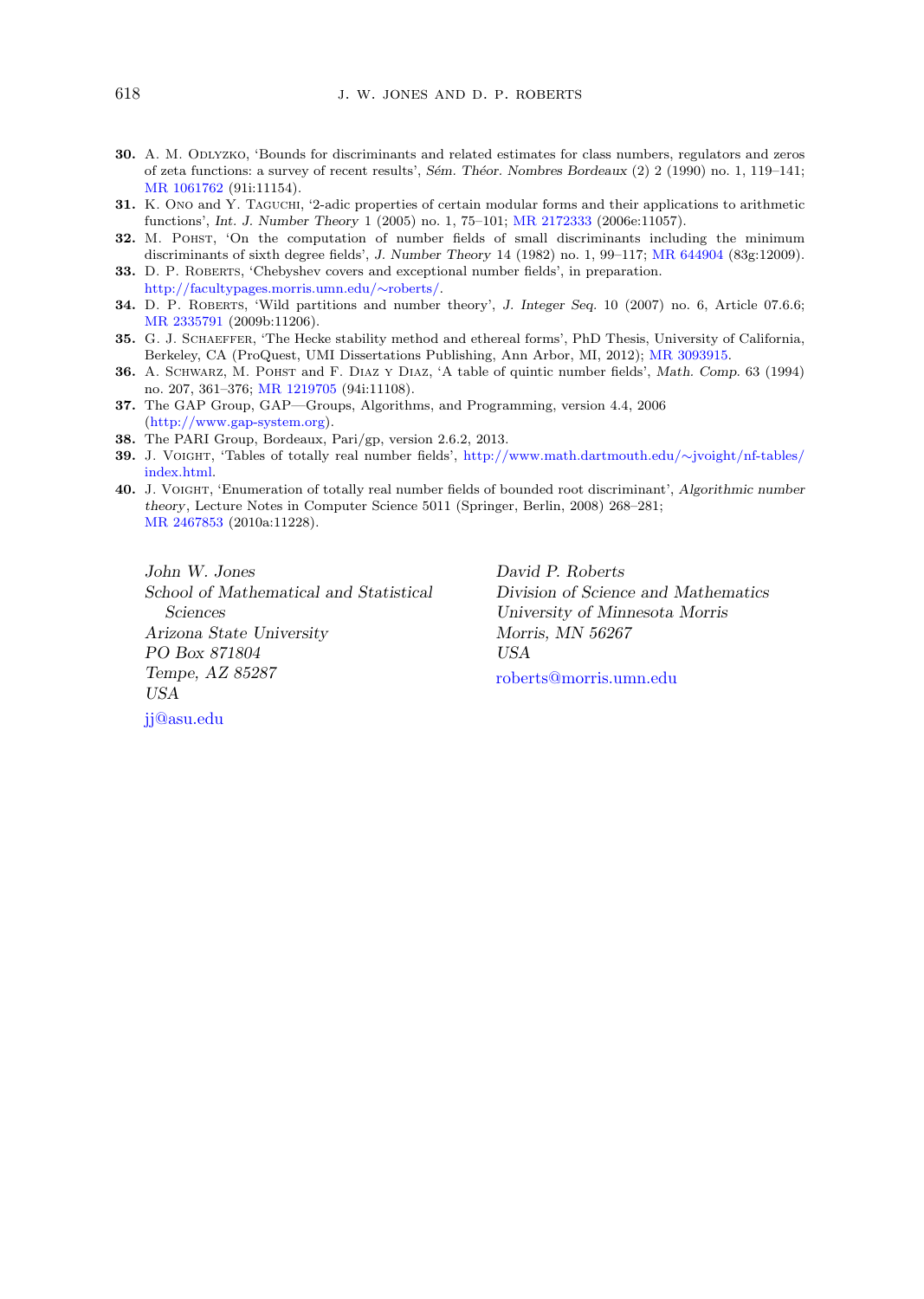**30.** A. M. Odlyzko, 'Bounds for discriminants and related estimates for class numbers, regulators and zeros of zeta functions: a survey of recent results', *Sém. Théor. Nombres Bordeaux* (2) 2 (1990) no. 1, 119–141; MR 1061762 (91i:11154).

**31.** K. Ono and Y. Taguchi, '2-adic properties of certain modular forms and their applications to arithmetic functions', *Int. J. Number Theory* 1 (2005) no. 1, 75–101; MR 2172333 (2006e:11057).

**32.** M. Pohst, 'On the computation of number fields of small discriminants including the minimum discriminants of sixth degree fields', *J. Number Theory* 14 (1982) no. 1, 99–117; MR 644904 (83g:12009).

**33.** D. P. Roberts, 'Chebyshev covers and exceptional number fields', in preparation. http://facultypages.morris.umn.edu/∼roberts/.

**34.** D. P. Roberts, 'Wild partitions and number theory', *J. Integer Seq.* 10 (2007) no. 6, Article 07.6.6; MR 2335791 (2009b:11206).

**35.** G. J. Schaeffer, 'The Hecke stability method and ethereal forms', PhD Thesis, University of California, Berkeley, CA (ProQuest, UMI Dissertations Publishing, Ann Arbor, MI, 2012); MR 3093915.

**36.** A. Schwarz, M. Pohst and F. Diaz y Diaz, 'A table of quintic number fields', *Math. Comp.* 63 (1994) no. 207, 361–376; MR 1219705 (94i:11108).

**37.** The GAP Group, GAP—Groups, Algorithms, and Programming, version 4.4, 2006 (http://www.gap-system.org).

**38.** The PARI Group, Bordeaux, Pari/gp, version 2.6.2, 2013.

**39.** J. Voight, 'Tables of totally real number fields', http://www.math.dartmouth.edu/∼jvoight/nf-tables/index.html.

**40.** J. Voight, 'Enumeration of totally real number fields of bounded root discriminant', *Algorithmic number theory*, Lecture Notes in Computer Science 5011 (Springer, Berlin, 2008) 268–281; MR 2467853 (2010a:11228).

*John W. Jones*
*School of Mathematical and Statistical Sciences*
*Arizona State University*
*PO Box 871804*
*Tempe, AZ 85287*
*USA*

jj@asu.edu

*David P. Roberts*
*Division of Science and Mathematics*
*University of Minnesota Morris*
*Morris, MN 56267*
*USA*

roberts@morris.umn.edu